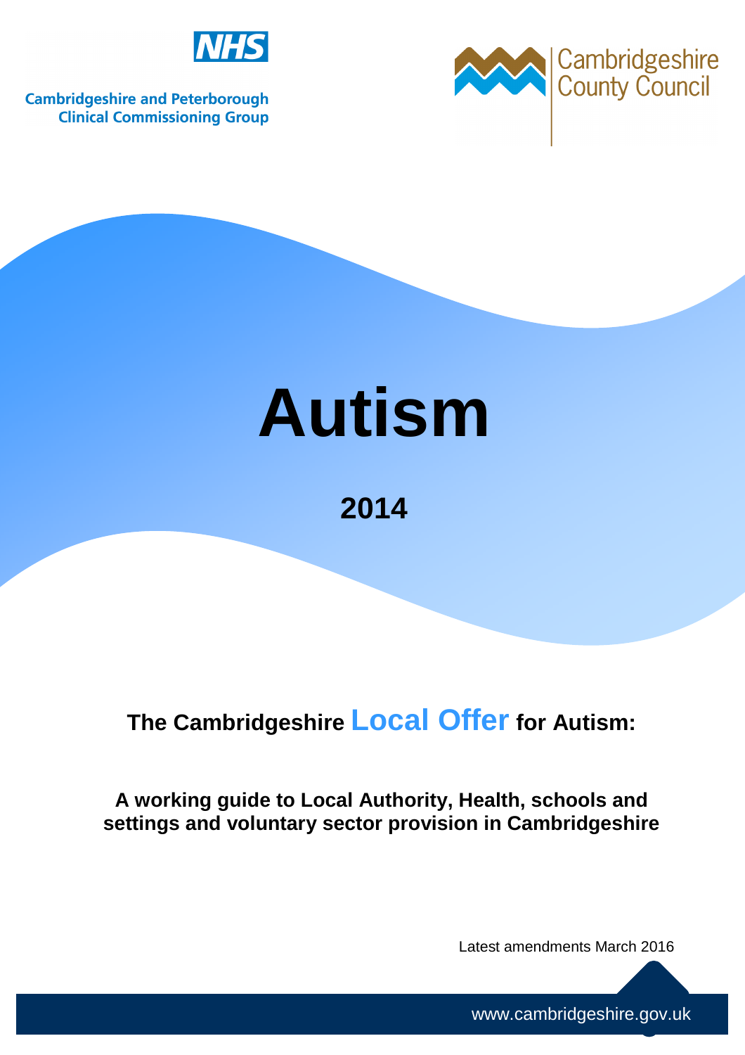NHS

Cambridgeshire and Peterborough Clinical Commissioning Group

Cambridgeshire County Council

# Autism

## 2014

## The Cambridgeshire Local Offer for Autism:

**A working guide to Local Authority, Health, schools and settings and voluntary sector provision in Cambridgeshire**

Latest amendments March 2016

www.cambridgeshire.gov.uk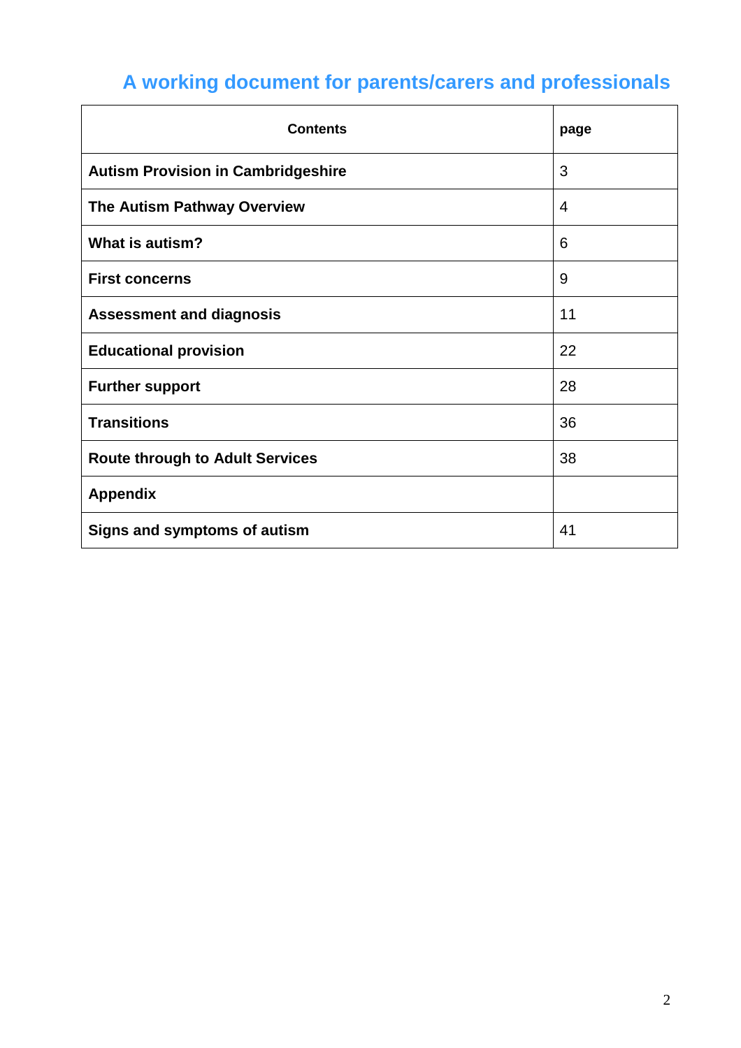# A working document for parents/carers and professionals

| Contents | page |
|---|---|
| **Autism Provision in Cambridgeshire** | 3 |
| **The Autism Pathway Overview** | 4 |
| **What is autism?** | 6 |
| **First concerns** | 9 |
| **Assessment and diagnosis** | 11 |
| **Educational provision** | 22 |
| **Further support** | 28 |
| **Transitions** | 36 |
| **Route through to Adult Services** | 38 |
| **Appendix** | |
| **Signs and symptoms of autism** | 41 |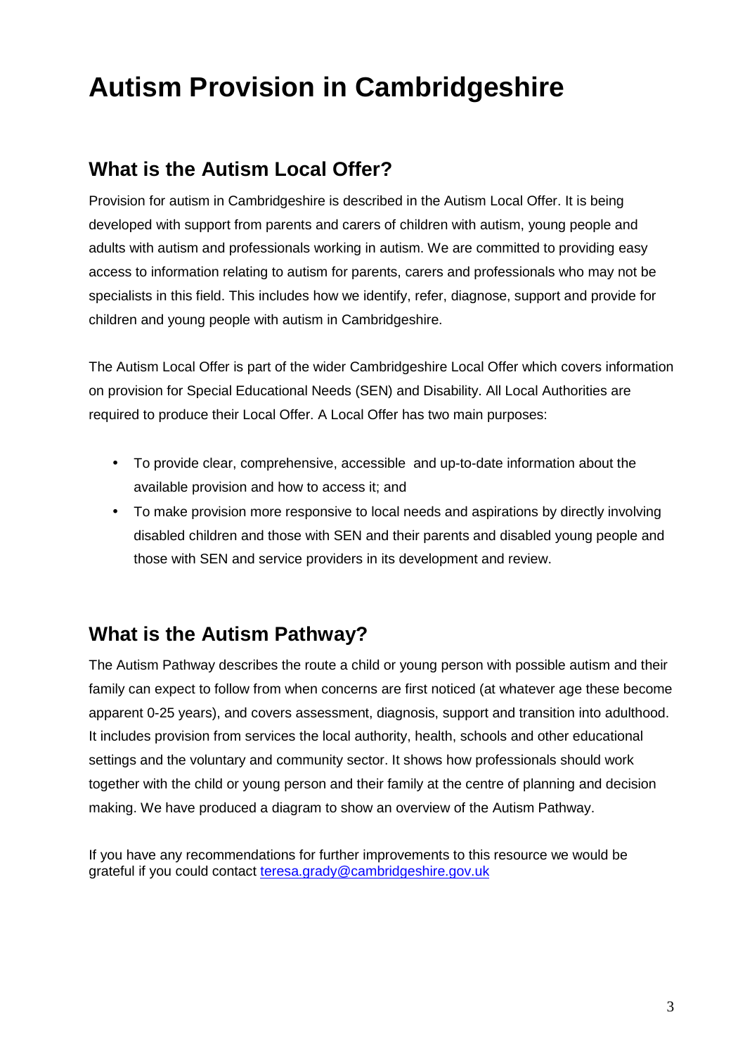# Autism Provision in Cambridgeshire

## What is the Autism Local Offer?

Provision for autism in Cambridgeshire is described in the Autism Local Offer. It is being developed with support from parents and carers of children with autism, young people and adults with autism and professionals working in autism. We are committed to providing easy access to information relating to autism for parents, carers and professionals who may not be specialists in this field. This includes how we identify, refer, diagnose, support and provide for children and young people with autism in Cambridgeshire.

The Autism Local Offer is part of the wider Cambridgeshire Local Offer which covers information on provision for Special Educational Needs (SEN) and Disability. All Local Authorities are required to produce their Local Offer. A Local Offer has two main purposes:

- To provide clear, comprehensive, accessible and up-to-date information about the available provision and how to access it; and
- To make provision more responsive to local needs and aspirations by directly involving disabled children and those with SEN and their parents and disabled young people and those with SEN and service providers in its development and review.

## What is the Autism Pathway?

The Autism Pathway describes the route a child or young person with possible autism and their family can expect to follow from when concerns are first noticed (at whatever age these become apparent 0-25 years), and covers assessment, diagnosis, support and transition into adulthood. It includes provision from services the local authority, health, schools and other educational settings and the voluntary and community sector. It shows how professionals should work together with the child or young person and their family at the centre of planning and decision making. We have produced a diagram to show an overview of the Autism Pathway.

If you have any recommendations for further improvements to this resource we would be grateful if you could contact teresa.grady@cambridgeshire.gov.uk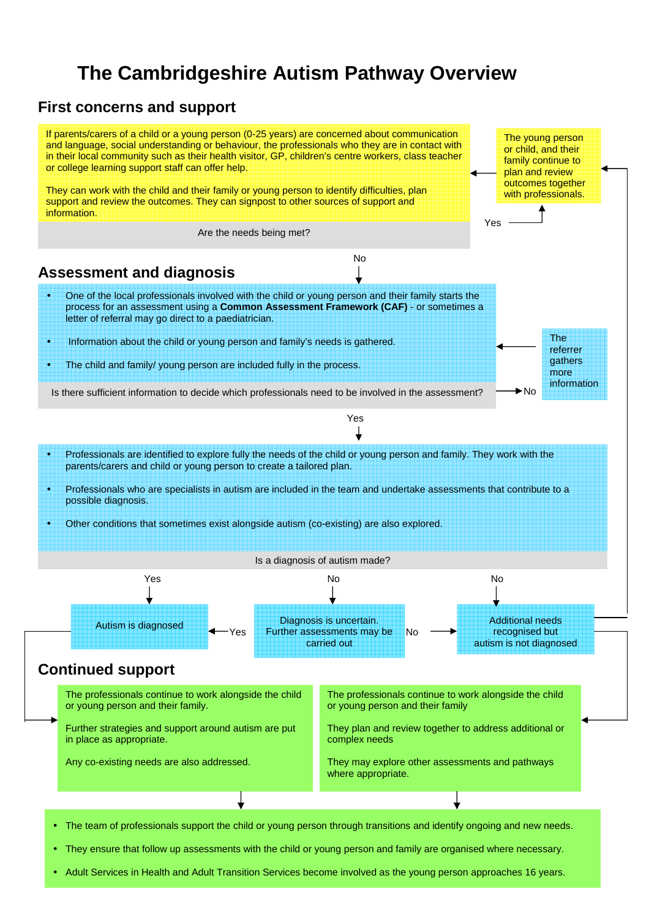# The Cambridgeshire Autism Pathway Overview

## First concerns and support

If parents/carers of a child or a young person (0-25 years) are concerned about communication and language, social understanding or behaviour, the professionals who they are in contact with in their local community such as their health visitor, GP, children's centre workers, class teacher or college learning support staff can offer help.

They can work with the child and their family or young person to identify difficulties, plan support and review the outcomes. They can signpost to other sources of support and information.

Are the needs being met?

- Yes → The young person or child, and their family continue to plan and review outcomes together with professionals.
- No → Assessment and diagnosis

## Assessment and diagnosis

- One of the local professionals involved with the child or young person and their family starts the process for an assessment using a **Common Assessment Framework (CAF)** - or sometimes a letter of referral may go direct to a paediatrician.
- Information about the child or young person and family's needs is gathered.
- The child and family/ young person are included fully in the process.

Is there sufficient information to decide which professionals need to be involved in the assessment?

- No → The referrer gathers more information
- Yes ↓

- Professionals are identified to explore fully the needs of the child or young person and family. They work with the parents/carers and child or young person to create a tailored plan.
- Professionals who are specialists in autism are included in the team and undertake assessments that contribute to a possible diagnosis.
- Other conditions that sometimes exist alongside autism (co-existing) are also explored.

Is a diagnosis of autism made?

- Yes → Autism is diagnosed
- No → Diagnosis is uncertain. Further assessments may be carried out
  - Yes → Autism is diagnosed
  - No → Additional needs recognised but autism is not diagnosed
- No → Additional needs recognised but autism is not diagnosed

## Continued support

**Autism is diagnosed →**

The professionals continue to work alongside the child or young person and their family.

Further strategies and support around autism are put in place as appropriate.

Any co-existing needs are also addressed.

**Additional needs recognised but autism is not diagnosed →**

The professionals continue to work alongside the child or young person and their family

They plan and review together to address additional or complex needs

They may explore other assessments and pathways where appropriate.

**Both ↓**

- The team of professionals support the child or young person through transitions and identify ongoing and new needs.
- They ensure that follow up assessments with the child or young person and family are organised where necessary.
- Adult Services in Health and Adult Transition Services become involved as the young person approaches 16 years.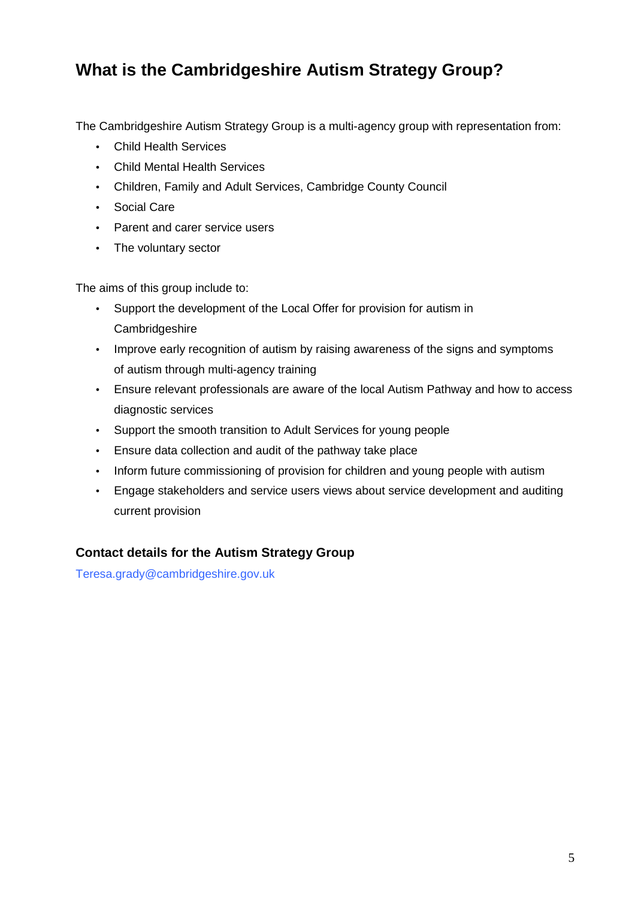# What is the Cambridgeshire Autism Strategy Group?

The Cambridgeshire Autism Strategy Group is a multi-agency group with representation from:

- Child Health Services
- Child Mental Health Services
- Children, Family and Adult Services, Cambridge County Council
- Social Care
- Parent and carer service users
- The voluntary sector

The aims of this group include to:

- Support the development of the Local Offer for provision for autism in Cambridgeshire
- Improve early recognition of autism by raising awareness of the signs and symptoms of autism through multi-agency training
- Ensure relevant professionals are aware of the local Autism Pathway and how to access diagnostic services
- Support the smooth transition to Adult Services for young people
- Ensure data collection and audit of the pathway take place
- Inform future commissioning of provision for children and young people with autism
- Engage stakeholders and service users views about service development and auditing current provision

### Contact details for the Autism Strategy Group

Teresa.grady@cambridgeshire.gov.uk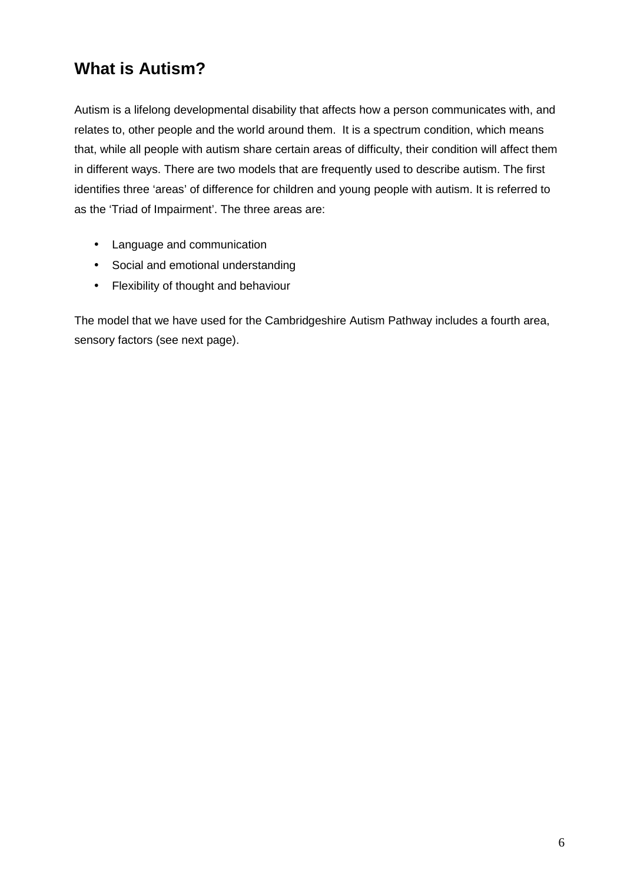## What is Autism?

Autism is a lifelong developmental disability that affects how a person communicates with, and relates to, other people and the world around them.  It is a spectrum condition, which means that, while all people with autism share certain areas of difficulty, their condition will affect them in different ways. There are two models that are frequently used to describe autism. The first identifies three ‘areas’ of difference for children and young people with autism. It is referred to as the ‘Triad of Impairment’. The three areas are:

- Language and communication
- Social and emotional understanding
- Flexibility of thought and behaviour

The model that we have used for the Cambridgeshire Autism Pathway includes a fourth area, sensory factors (see next page).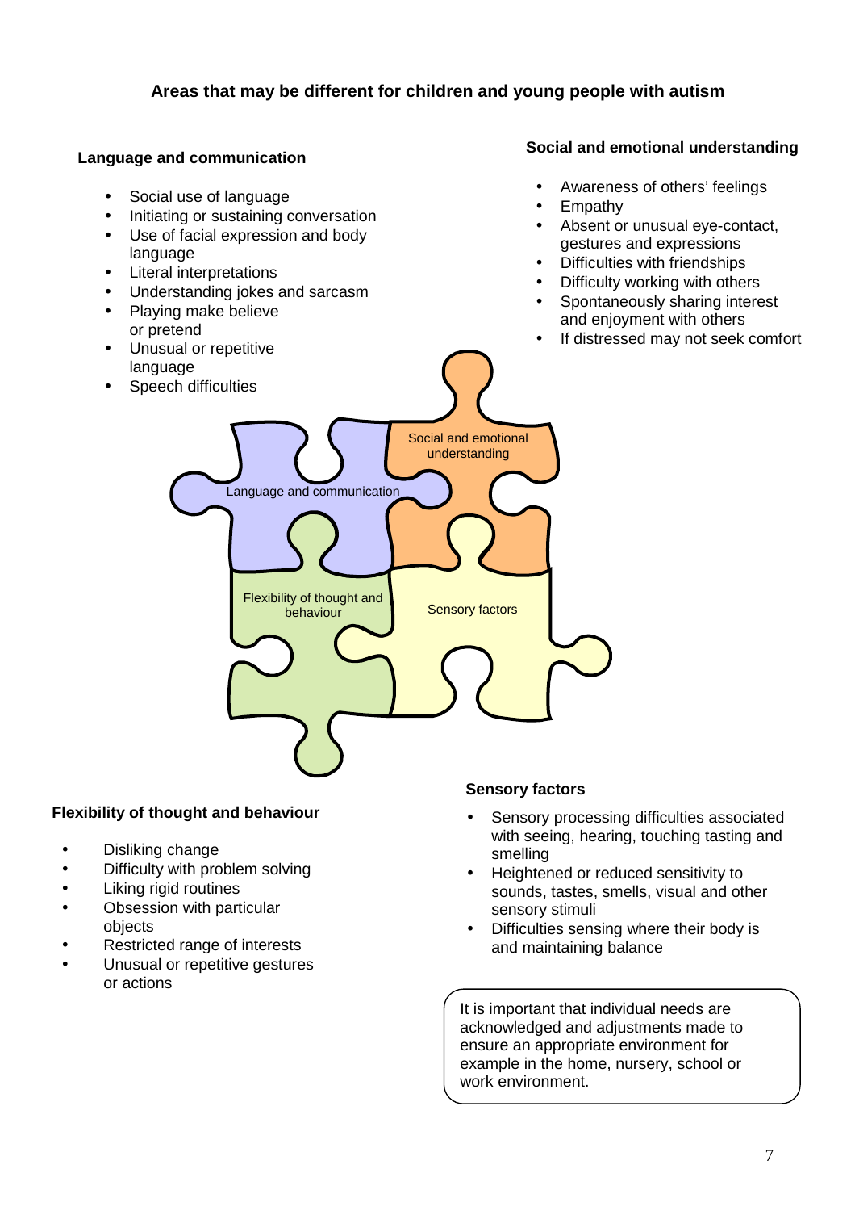## Areas that may be different for children and young people with autism

### Language and communication

- Social use of language
- Initiating or sustaining conversation
- Use of facial expression and body language
- Literal interpretations
- Understanding jokes and sarcasm
- Playing make believe or pretend
- Unusual or repetitive language
- Speech difficulties

### Social and emotional understanding

- Awareness of others' feelings
- Empathy
- Absent or unusual eye-contact, gestures and expressions
- Difficulties with friendships
- Difficulty working with others
- Spontaneously sharing interest and enjoyment with others
- If distressed may not seek comfort

Language and communication

Social and emotional understanding

Flexibility of thought and behaviour

Sensory factors

### Flexibility of thought and behaviour

- Disliking change
- Difficulty with problem solving
- Liking rigid routines
- Obsession with particular objects
- Restricted range of interests
- Unusual or repetitive gestures or actions

### Sensory factors

- Sensory processing difficulties associated with seeing, hearing, touching tasting and smelling
- Heightened or reduced sensitivity to sounds, tastes, smells, visual and other sensory stimuli
- Difficulties sensing where their body is and maintaining balance

It is important that individual needs are acknowledged and adjustments made to ensure an appropriate environment for example in the home, nursery, school or work environment.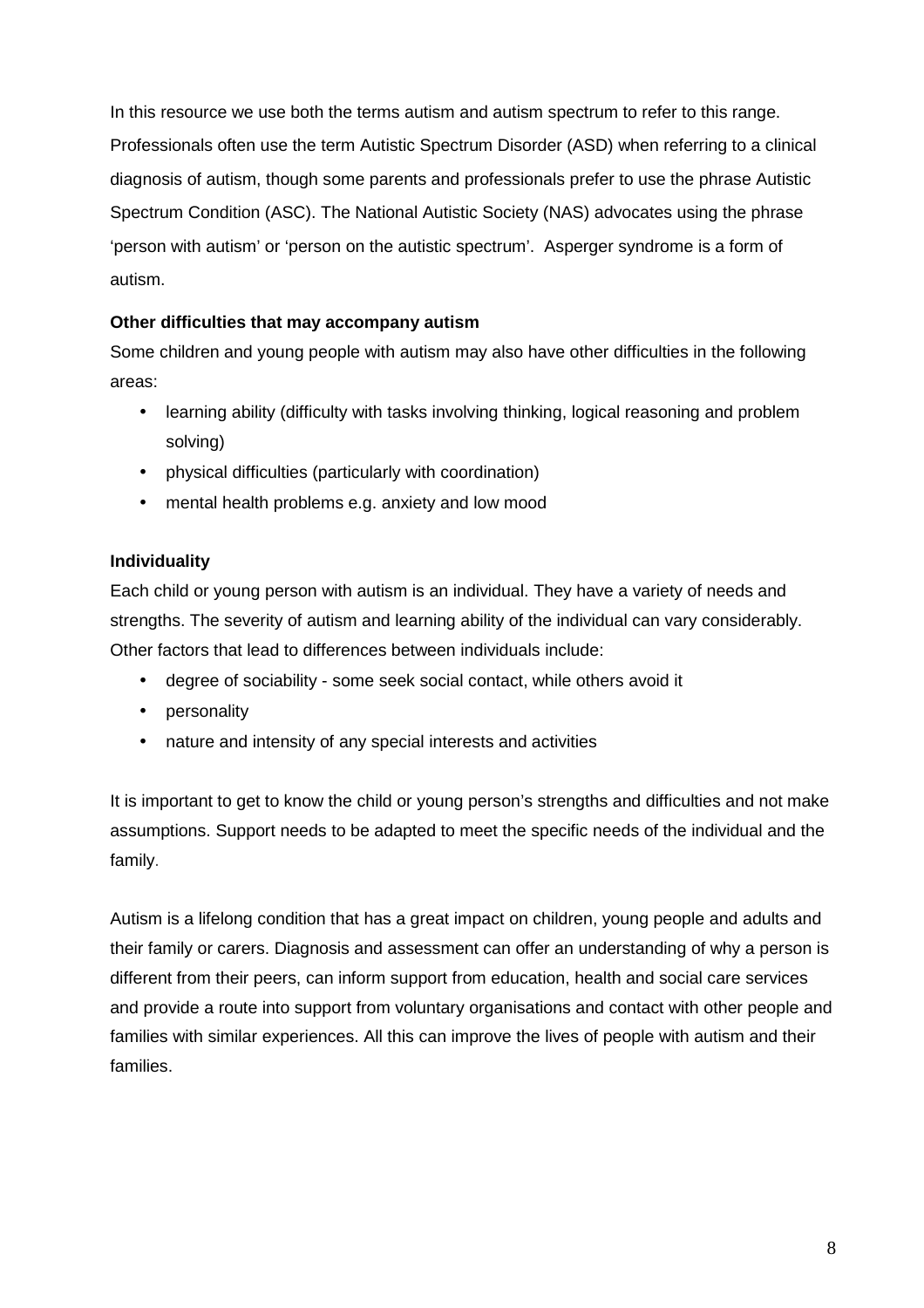In this resource we use both the terms autism and autism spectrum to refer to this range. Professionals often use the term Autistic Spectrum Disorder (ASD) when referring to a clinical diagnosis of autism, though some parents and professionals prefer to use the phrase Autistic Spectrum Condition (ASC). The National Autistic Society (NAS) advocates using the phrase 'person with autism' or 'person on the autistic spectrum'.  Asperger syndrome is a form of autism.

**Other difficulties that may accompany autism**

Some children and young people with autism may also have other difficulties in the following areas:

- learning ability (difficulty with tasks involving thinking, logical reasoning and problem solving)
- physical difficulties (particularly with coordination)
- mental health problems e.g. anxiety and low mood

**Individuality**

Each child or young person with autism is an individual. They have a variety of needs and strengths. The severity of autism and learning ability of the individual can vary considerably. Other factors that lead to differences between individuals include:

- degree of sociability - some seek social contact, while others avoid it
- personality
- nature and intensity of any special interests and activities

It is important to get to know the child or young person's strengths and difficulties and not make assumptions. Support needs to be adapted to meet the specific needs of the individual and the family.

Autism is a lifelong condition that has a great impact on children, young people and adults and their family or carers. Diagnosis and assessment can offer an understanding of why a person is different from their peers, can inform support from education, health and social care services and provide a route into support from voluntary organisations and contact with other people and families with similar experiences. All this can improve the lives of people with autism and their families.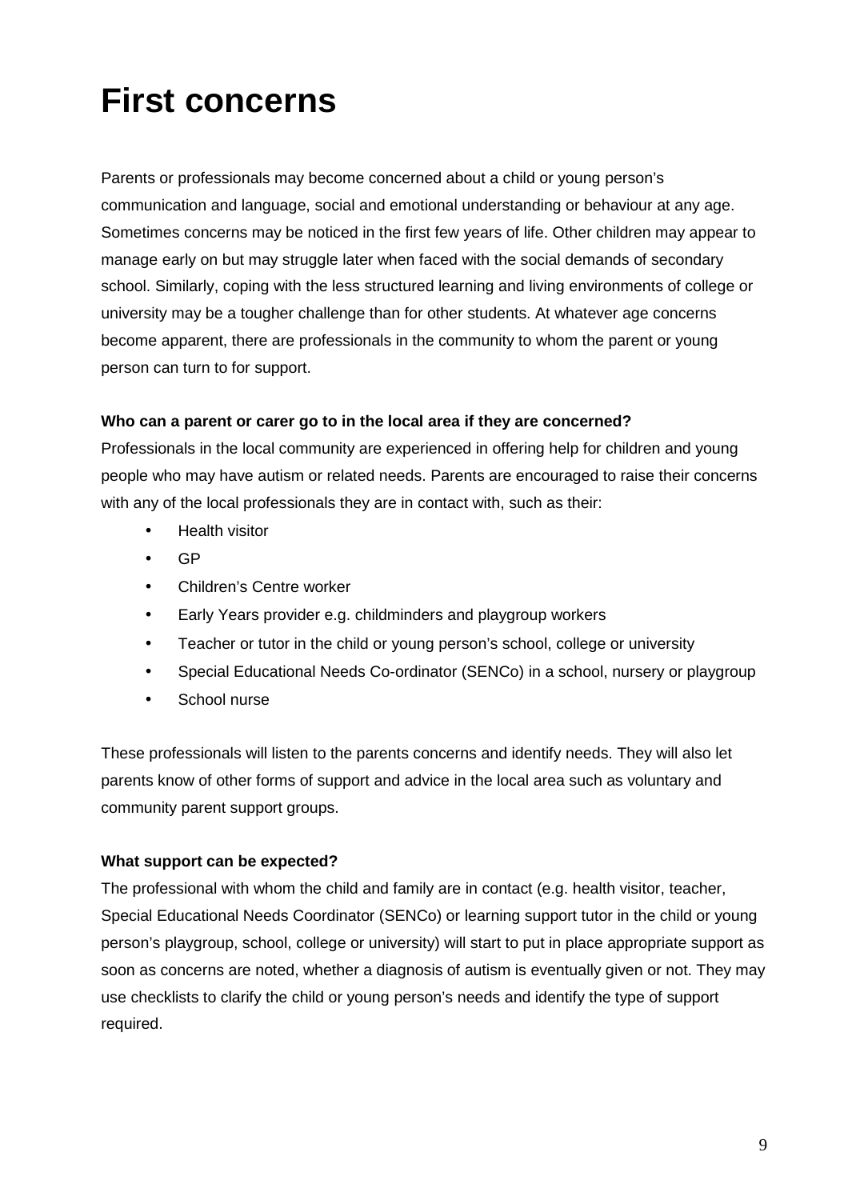# First concerns

Parents or professionals may become concerned about a child or young person's communication and language, social and emotional understanding or behaviour at any age. Sometimes concerns may be noticed in the first few years of life. Other children may appear to manage early on but may struggle later when faced with the social demands of secondary school. Similarly, coping with the less structured learning and living environments of college or university may be a tougher challenge than for other students. At whatever age concerns become apparent, there are professionals in the community to whom the parent or young person can turn to for support.

**Who can a parent or carer go to in the local area if they are concerned?**

Professionals in the local community are experienced in offering help for children and young people who may have autism or related needs. Parents are encouraged to raise their concerns with any of the local professionals they are in contact with, such as their:

- Health visitor
- GP
- Children's Centre worker
- Early Years provider e.g. childminders and playgroup workers
- Teacher or tutor in the child or young person's school, college or university
- Special Educational Needs Co-ordinator (SENCo) in a school, nursery or playgroup
- School nurse

These professionals will listen to the parents concerns and identify needs. They will also let parents know of other forms of support and advice in the local area such as voluntary and community parent support groups.

**What support can be expected?**

The professional with whom the child and family are in contact (e.g. health visitor, teacher, Special Educational Needs Coordinator (SENCo) or learning support tutor in the child or young person's playgroup, school, college or university) will start to put in place appropriate support as soon as concerns are noted, whether a diagnosis of autism is eventually given or not. They may use checklists to clarify the child or young person's needs and identify the type of support required.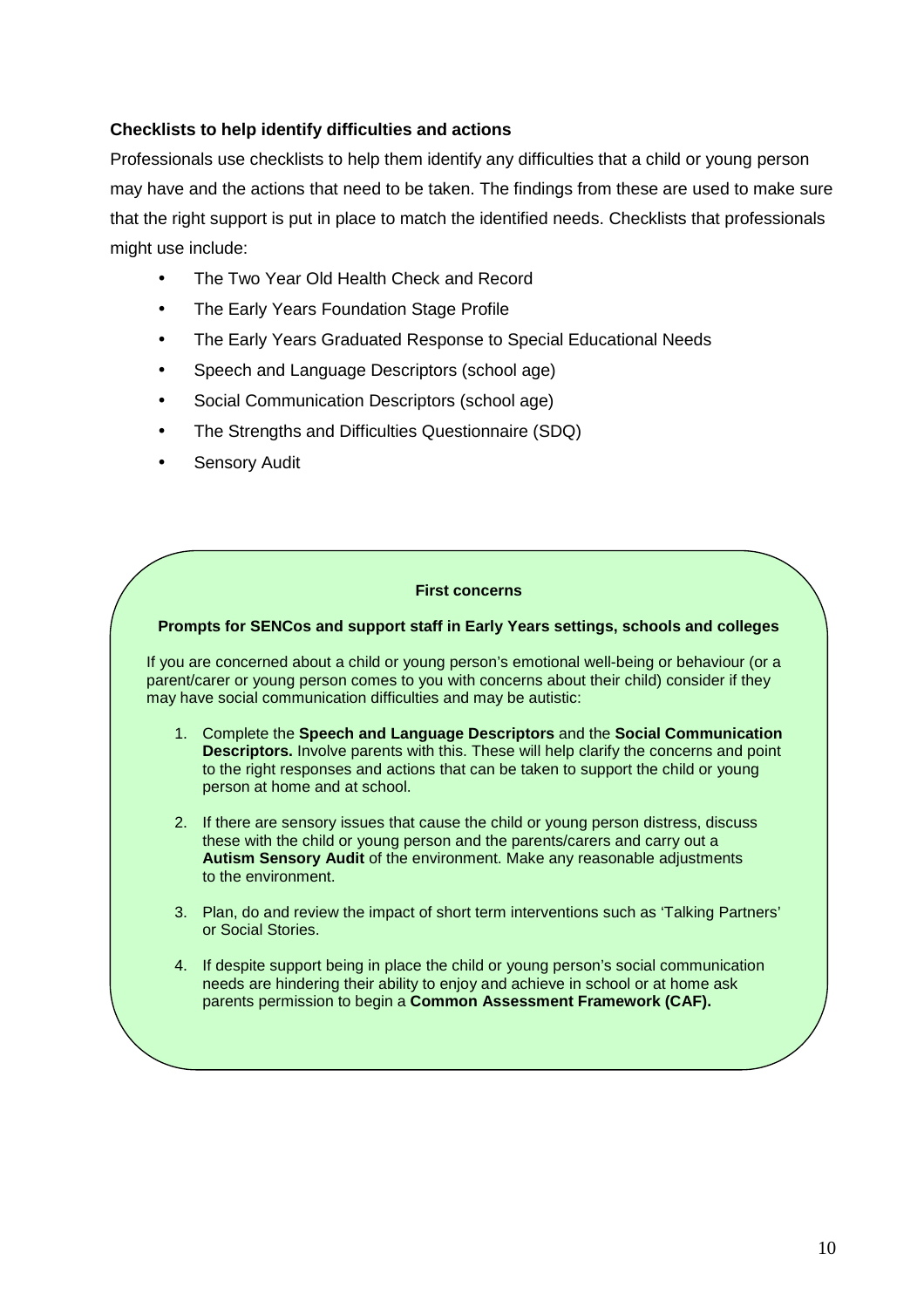### Checklists to help identify difficulties and actions

Professionals use checklists to help them identify any difficulties that a child or young person may have and the actions that need to be taken. The findings from these are used to make sure that the right support is put in place to match the identified needs. Checklists that professionals might use include:

- The Two Year Old Health Check and Record
- The Early Years Foundation Stage Profile
- The Early Years Graduated Response to Special Educational Needs
- Speech and Language Descriptors (school age)
- Social Communication Descriptors (school age)
- The Strengths and Difficulties Questionnaire (SDQ)
- Sensory Audit

**First concerns**

**Prompts for SENCos and support staff in Early Years settings, schools and colleges**

If you are concerned about a child or young person's emotional well-being or behaviour (or a parent/carer or young person comes to you with concerns about their child) consider if they may have social communication difficulties and may be autistic:

1. Complete the **Speech and Language Descriptors** and the **Social Communication Descriptors.** Involve parents with this. These will help clarify the concerns and point to the right responses and actions that can be taken to support the child or young person at home and at school.
2. If there are sensory issues that cause the child or young person distress, discuss these with the child or young person and the parents/carers and carry out a **Autism Sensory Audit** of the environment. Make any reasonable adjustments to the environment.
3. Plan, do and review the impact of short term interventions such as 'Talking Partners' or Social Stories.
4. If despite support being in place the child or young person's social communication needs are hindering their ability to enjoy and achieve in school or at home ask parents permission to begin a **Common Assessment Framework (CAF).**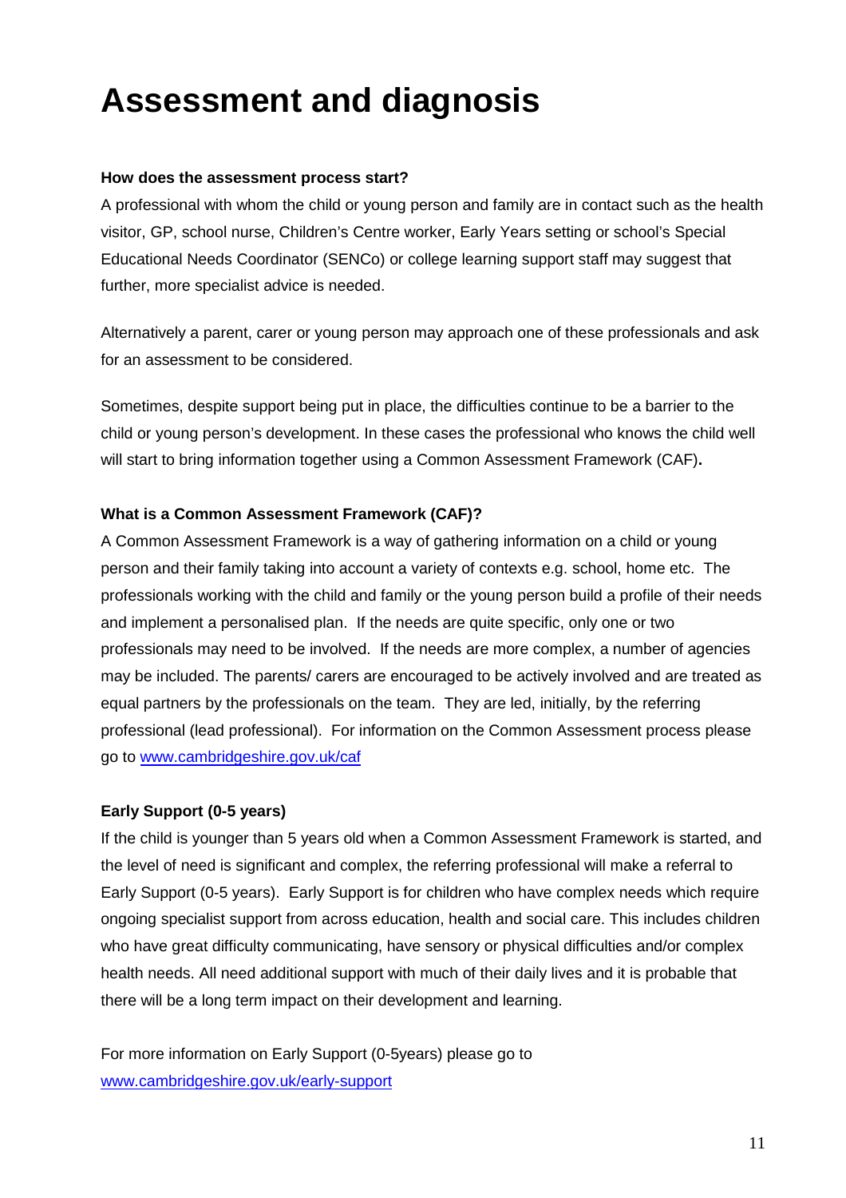# Assessment and diagnosis

**How does the assessment process start?**

A professional with whom the child or young person and family are in contact such as the health visitor, GP, school nurse, Children's Centre worker, Early Years setting or school's Special Educational Needs Coordinator (SENCo) or college learning support staff may suggest that further, more specialist advice is needed.

Alternatively a parent, carer or young person may approach one of these professionals and ask for an assessment to be considered.

Sometimes, despite support being put in place, the difficulties continue to be a barrier to the child or young person's development. In these cases the professional who knows the child well will start to bring information together using a Common Assessment Framework (CAF)**.**

**What is a Common Assessment Framework (CAF)?**

A Common Assessment Framework is a way of gathering information on a child or young person and their family taking into account a variety of contexts e.g. school, home etc. The professionals working with the child and family or the young person build a profile of their needs and implement a personalised plan. If the needs are quite specific, only one or two professionals may need to be involved. If the needs are more complex, a number of agencies may be included. The parents/ carers are encouraged to be actively involved and are treated as equal partners by the professionals on the team. They are led, initially, by the referring professional (lead professional). For information on the Common Assessment process please go to [www.cambridgeshire.gov.uk/caf](www.cambridgeshire.gov.uk/caf)

**Early Support (0-5 years)**

If the child is younger than 5 years old when a Common Assessment Framework is started, and the level of need is significant and complex, the referring professional will make a referral to Early Support (0-5 years). Early Support is for children who have complex needs which require ongoing specialist support from across education, health and social care. This includes children who have great difficulty communicating, have sensory or physical difficulties and/or complex health needs. All need additional support with much of their daily lives and it is probable that there will be a long term impact on their development and learning.

For more information on Early Support (0-5years) please go to [www.cambridgeshire.gov.uk/early-support](www.cambridgeshire.gov.uk/early-support)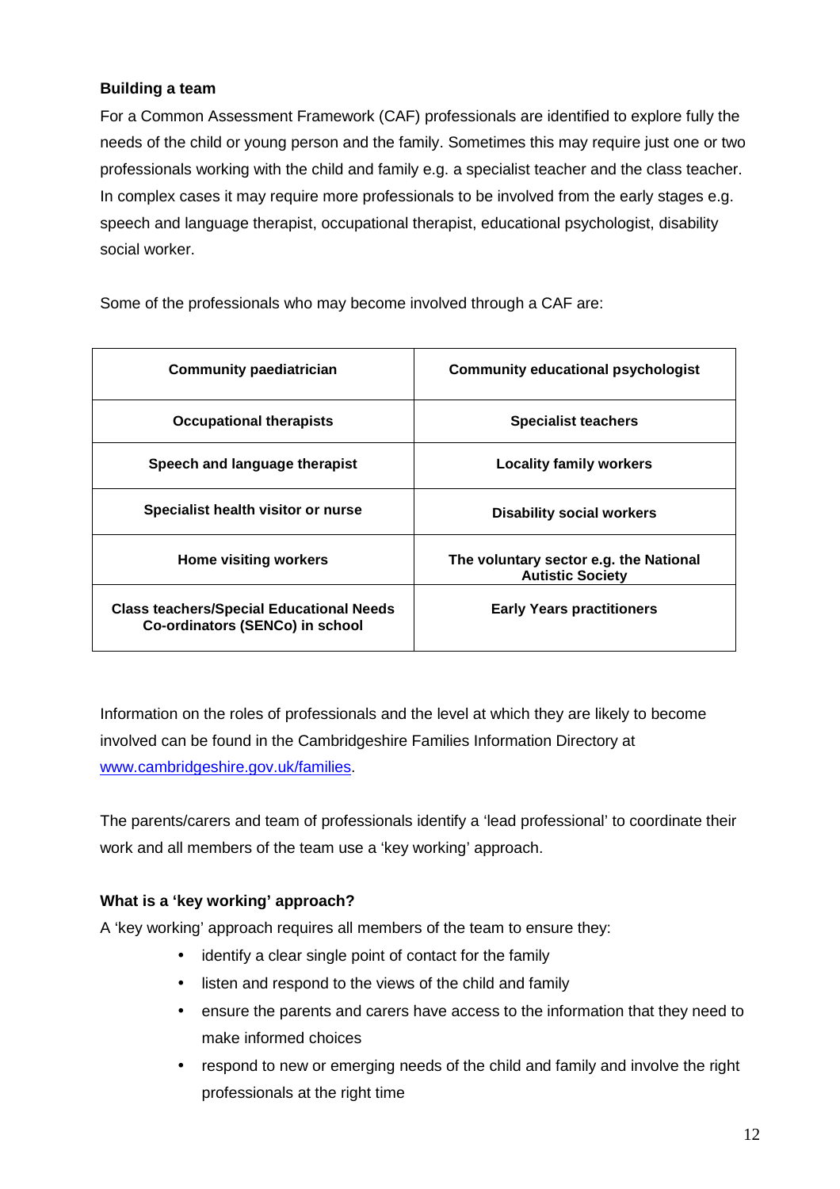**Building a team**

For a Common Assessment Framework (CAF) professionals are identified to explore fully the needs of the child or young person and the family. Sometimes this may require just one or two professionals working with the child and family e.g. a specialist teacher and the class teacher. In complex cases it may require more professionals to be involved from the early stages e.g. speech and language therapist, occupational therapist, educational psychologist, disability social worker.

Some of the professionals who may become involved through a CAF are:

| **Community paediatrician** | **Community educational psychologist** |
|---|---|
| **Occupational therapists** | **Specialist teachers** |
| **Speech and language therapist** | **Locality family workers** |
| **Specialist health visitor or nurse** | **Disability social workers** |
| **Home visiting workers** | **The voluntary sector e.g. the National Autistic Society** |
| **Class teachers/Special Educational Needs Co-ordinators (SENCo) in school** | **Early Years practitioners** |

Information on the roles of professionals and the level at which they are likely to become involved can be found in the Cambridgeshire Families Information Directory at [www.cambridgeshire.gov.uk/families](http://www.cambridgeshire.gov.uk/families).

The parents/carers and team of professionals identify a 'lead professional' to coordinate their work and all members of the team use a 'key working' approach.

**What is a 'key working' approach?**

A 'key working' approach requires all members of the team to ensure they:

- identify a clear single point of contact for the family
- listen and respond to the views of the child and family
- ensure the parents and carers have access to the information that they need to make informed choices
- respond to new or emerging needs of the child and family and involve the right professionals at the right time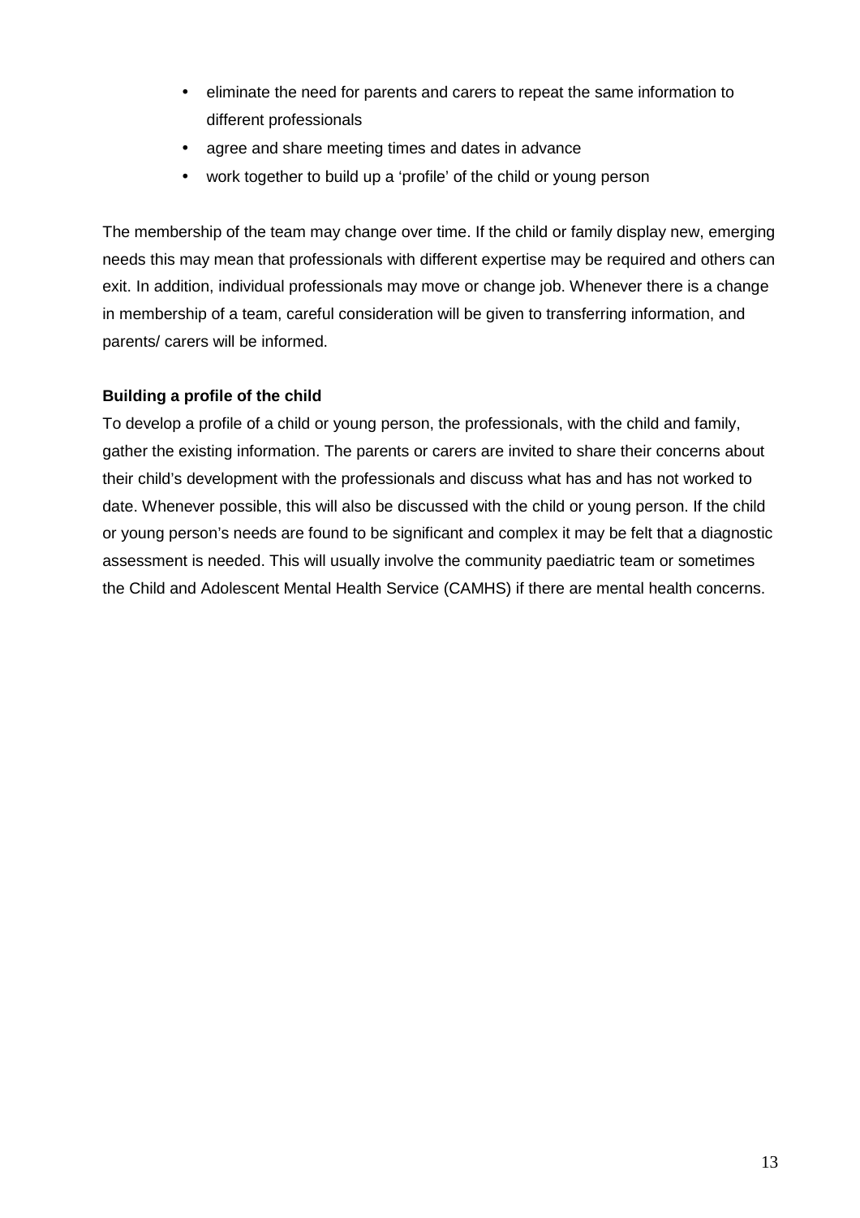- eliminate the need for parents and carers to repeat the same information to different professionals
- agree and share meeting times and dates in advance
- work together to build up a 'profile' of the child or young person

The membership of the team may change over time. If the child or family display new, emerging needs this may mean that professionals with different expertise may be required and others can exit. In addition, individual professionals may move or change job. Whenever there is a change in membership of a team, careful consideration will be given to transferring information, and parents/ carers will be informed.

**Building a profile of the child**

To develop a profile of a child or young person, the professionals, with the child and family, gather the existing information. The parents or carers are invited to share their concerns about their child's development with the professionals and discuss what has and has not worked to date. Whenever possible, this will also be discussed with the child or young person. If the child or young person's needs are found to be significant and complex it may be felt that a diagnostic assessment is needed. This will usually involve the community paediatric team or sometimes the Child and Adolescent Mental Health Service (CAMHS) if there are mental health concerns.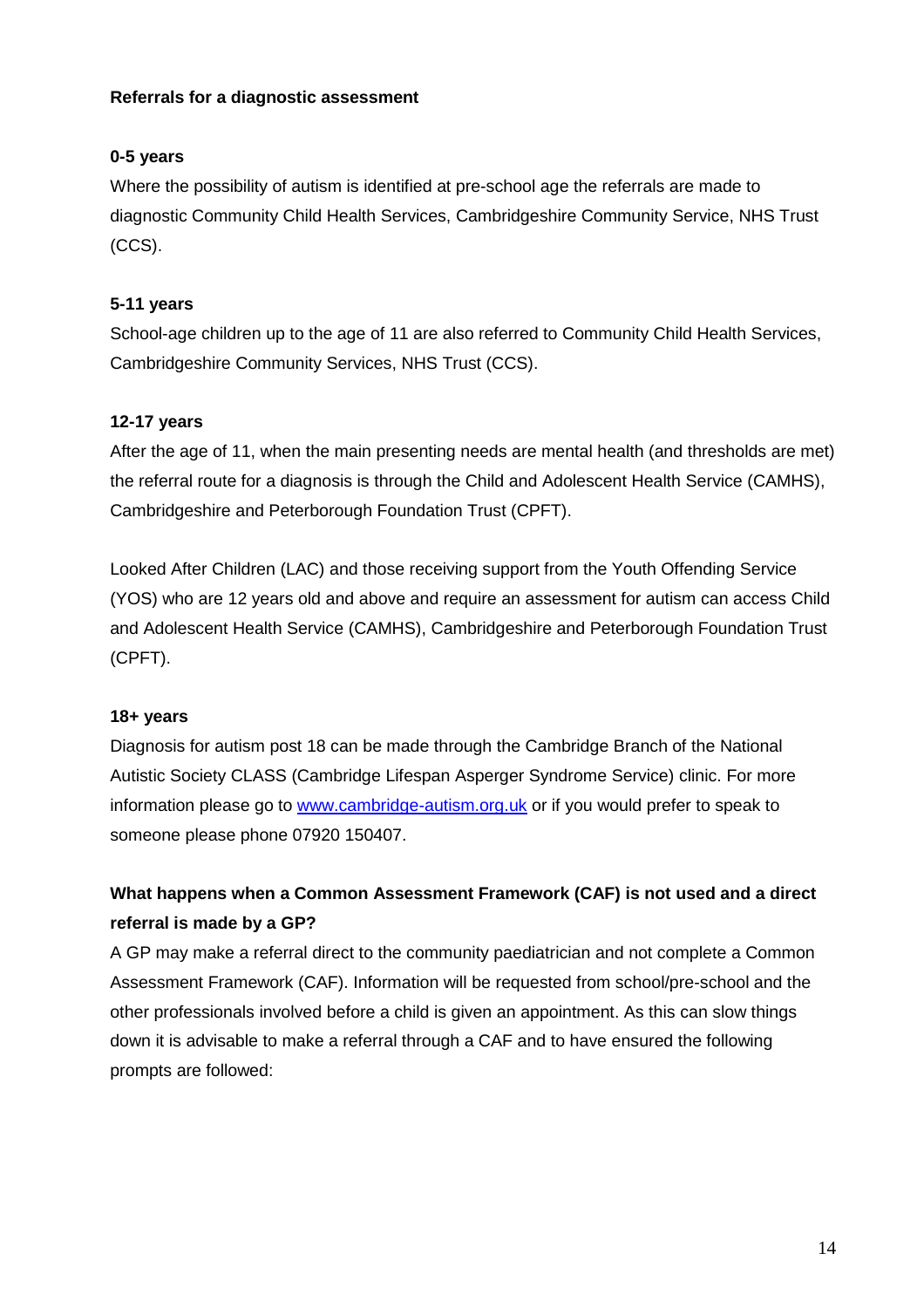**Referrals for a diagnostic assessment**

**0-5 years**

Where the possibility of autism is identified at pre-school age the referrals are made to diagnostic Community Child Health Services, Cambridgeshire Community Service, NHS Trust (CCS).

**5-11 years**

School-age children up to the age of 11 are also referred to Community Child Health Services, Cambridgeshire Community Services, NHS Trust (CCS).

**12-17 years**

After the age of 11, when the main presenting needs are mental health (and thresholds are met) the referral route for a diagnosis is through the Child and Adolescent Health Service (CAMHS), Cambridgeshire and Peterborough Foundation Trust (CPFT).

Looked After Children (LAC) and those receiving support from the Youth Offending Service (YOS) who are 12 years old and above and require an assessment for autism can access Child and Adolescent Health Service (CAMHS), Cambridgeshire and Peterborough Foundation Trust (CPFT).

**18+ years**

Diagnosis for autism post 18 can be made through the Cambridge Branch of the National Autistic Society CLASS (Cambridge Lifespan Asperger Syndrome Service) clinic. For more information please go to [www.cambridge-autism.org.uk](http://www.cambridge-autism.org.uk) or if you would prefer to speak to someone please phone 07920 150407.

**What happens when a Common Assessment Framework (CAF) is not used and a direct referral is made by a GP?**

A GP may make a referral direct to the community paediatrician and not complete a Common Assessment Framework (CAF). Information will be requested from school/pre-school and the other professionals involved before a child is given an appointment. As this can slow things down it is advisable to make a referral through a CAF and to have ensured the following prompts are followed: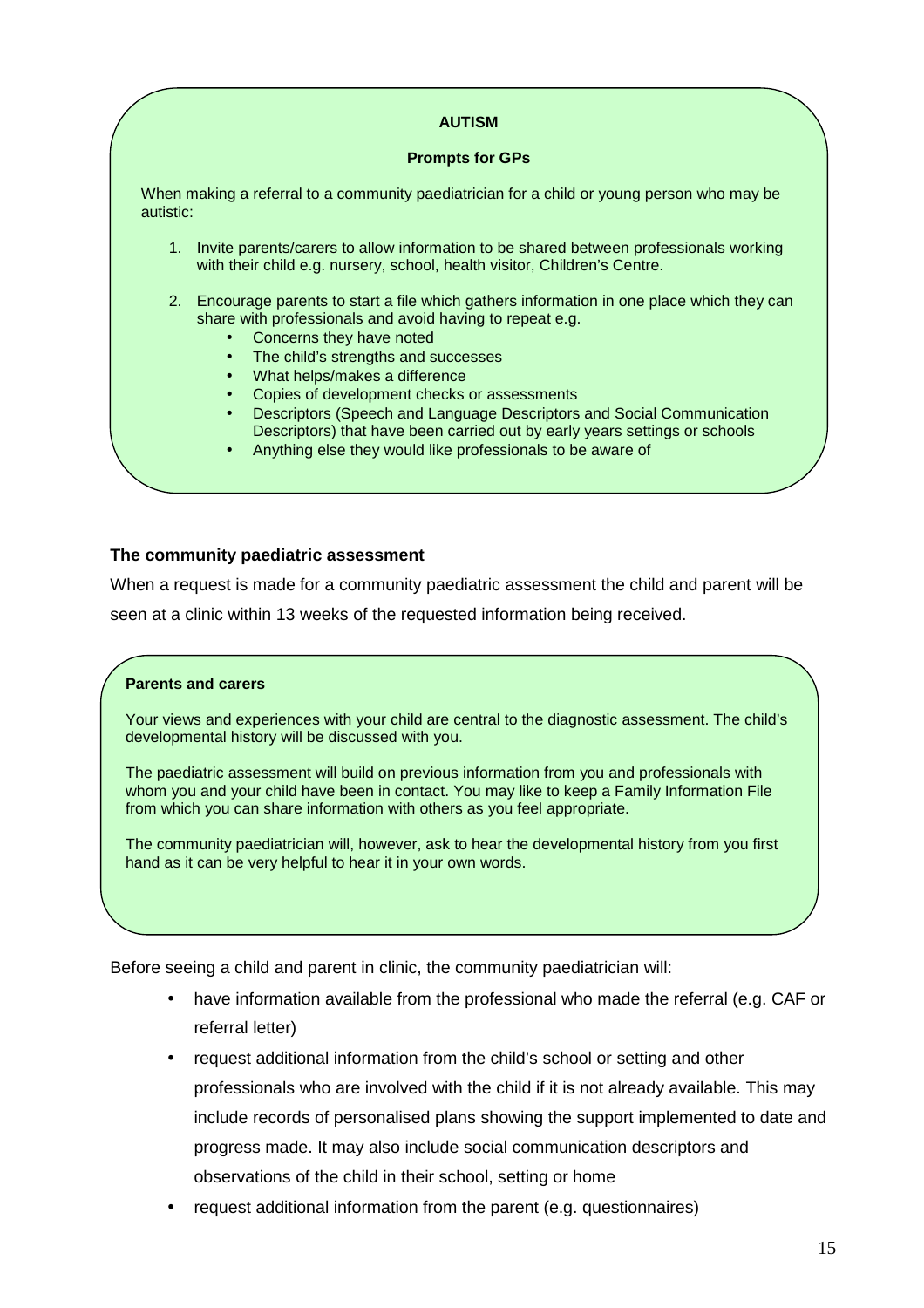**AUTISM**

**Prompts for GPs**

When making a referral to a community paediatrician for a child or young person who may be autistic:

1. Invite parents/carers to allow information to be shared between professionals working with their child e.g. nursery, school, health visitor, Children's Centre.

2. Encourage parents to start a file which gathers information in one place which they can share with professionals and avoid having to repeat e.g.
   - Concerns they have noted
   - The child's strengths and successes
   - What helps/makes a difference
   - Copies of development checks or assessments
   - Descriptors (Speech and Language Descriptors and Social Communication Descriptors) that have been carried out by early years settings or schools
   - Anything else they would like professionals to be aware of

### The community paediatric assessment

When a request is made for a community paediatric assessment the child and parent will be seen at a clinic within 13 weeks of the requested information being received.

**Parents and carers**

Your views and experiences with your child are central to the diagnostic assessment. The child's developmental history will be discussed with you.

The paediatric assessment will build on previous information from you and professionals with whom you and your child have been in contact. You may like to keep a Family Information File from which you can share information with others as you feel appropriate.

The community paediatrician will, however, ask to hear the developmental history from you first hand as it can be very helpful to hear it in your own words.

Before seeing a child and parent in clinic, the community paediatrician will:

- have information available from the professional who made the referral (e.g. CAF or referral letter)
- request additional information from the child's school or setting and other professionals who are involved with the child if it is not already available. This may include records of personalised plans showing the support implemented to date and progress made. It may also include social communication descriptors and observations of the child in their school, setting or home
- request additional information from the parent (e.g. questionnaires)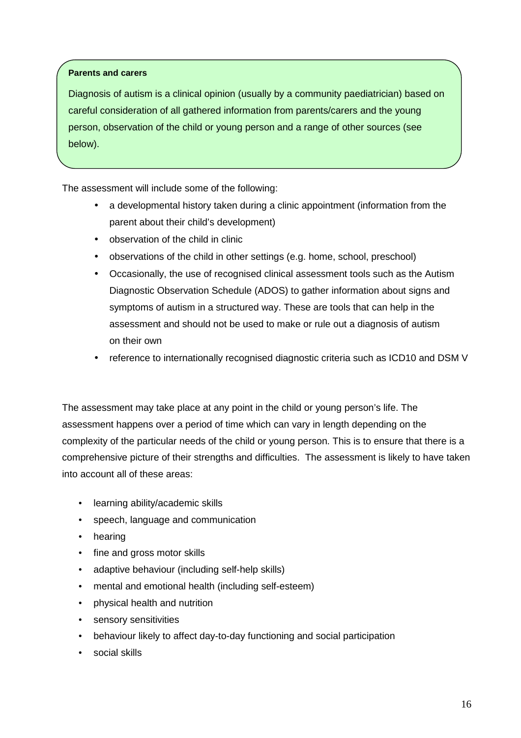**Parents and carers**

Diagnosis of autism is a clinical opinion (usually by a community paediatrician) based on careful consideration of all gathered information from parents/carers and the young person, observation of the child or young person and a range of other sources (see below).

The assessment will include some of the following:

- a developmental history taken during a clinic appointment (information from the parent about their child's development)
- observation of the child in clinic
- observations of the child in other settings (e.g. home, school, preschool)
- Occasionally, the use of recognised clinical assessment tools such as the Autism Diagnostic Observation Schedule (ADOS) to gather information about signs and symptoms of autism in a structured way. These are tools that can help in the assessment and should not be used to make or rule out a diagnosis of autism on their own
- reference to internationally recognised diagnostic criteria such as ICD10 and DSM V

The assessment may take place at any point in the child or young person's life. The assessment happens over a period of time which can vary in length depending on the complexity of the particular needs of the child or young person. This is to ensure that there is a comprehensive picture of their strengths and difficulties. The assessment is likely to have taken into account all of these areas:

- learning ability/academic skills
- speech, language and communication
- hearing
- fine and gross motor skills
- adaptive behaviour (including self-help skills)
- mental and emotional health (including self-esteem)
- physical health and nutrition
- sensory sensitivities
- behaviour likely to affect day-to-day functioning and social participation
- social skills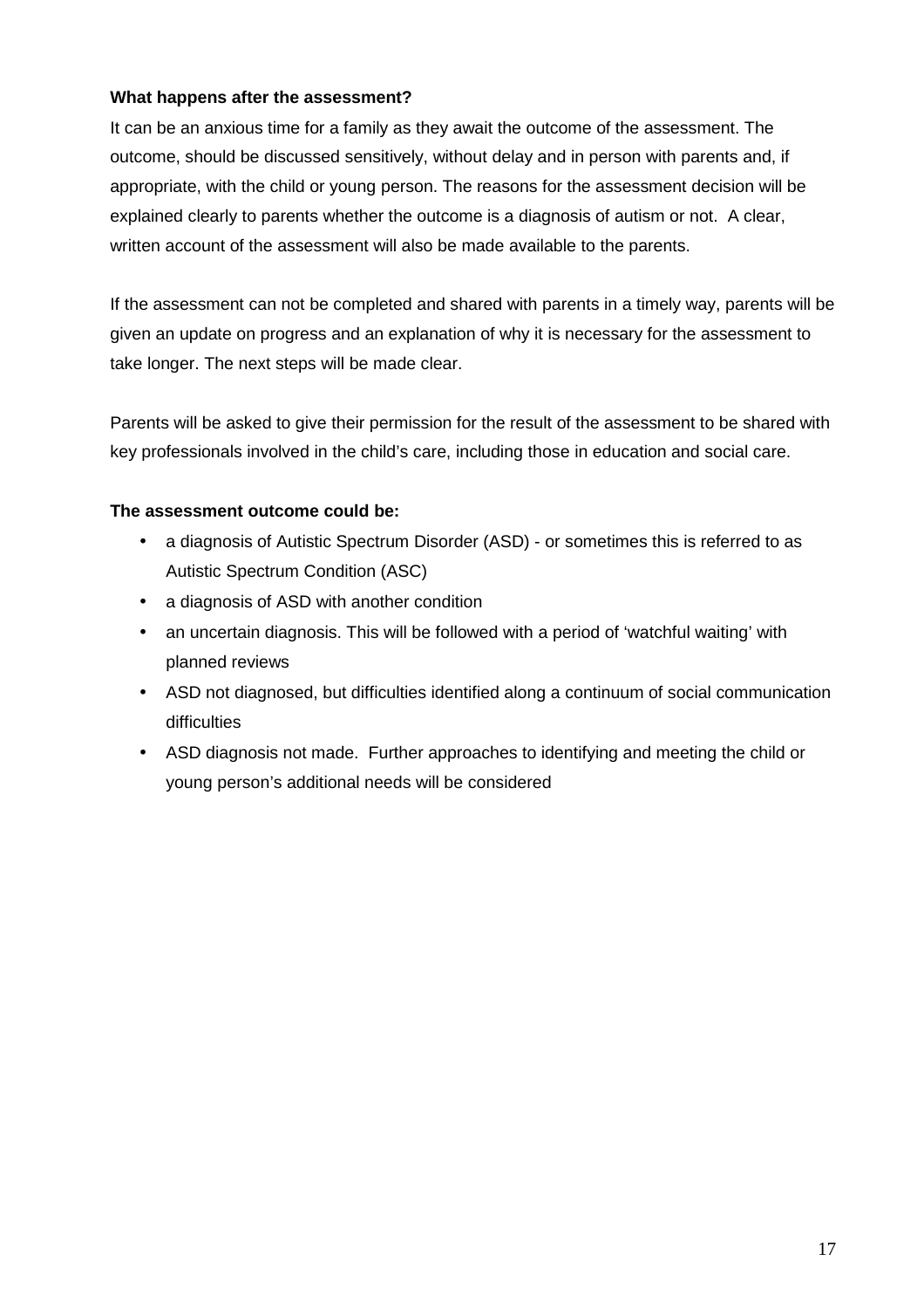**What happens after the assessment?**

It can be an anxious time for a family as they await the outcome of the assessment. The outcome, should be discussed sensitively, without delay and in person with parents and, if appropriate, with the child or young person. The reasons for the assessment decision will be explained clearly to parents whether the outcome is a diagnosis of autism or not. A clear, written account of the assessment will also be made available to the parents.

If the assessment can not be completed and shared with parents in a timely way, parents will be given an update on progress and an explanation of why it is necessary for the assessment to take longer. The next steps will be made clear.

Parents will be asked to give their permission for the result of the assessment to be shared with key professionals involved in the child's care, including those in education and social care.

**The assessment outcome could be:**

- a diagnosis of Autistic Spectrum Disorder (ASD) - or sometimes this is referred to as Autistic Spectrum Condition (ASC)
- a diagnosis of ASD with another condition
- an uncertain diagnosis. This will be followed with a period of 'watchful waiting' with planned reviews
- ASD not diagnosed, but difficulties identified along a continuum of social communication difficulties
- ASD diagnosis not made. Further approaches to identifying and meeting the child or young person's additional needs will be considered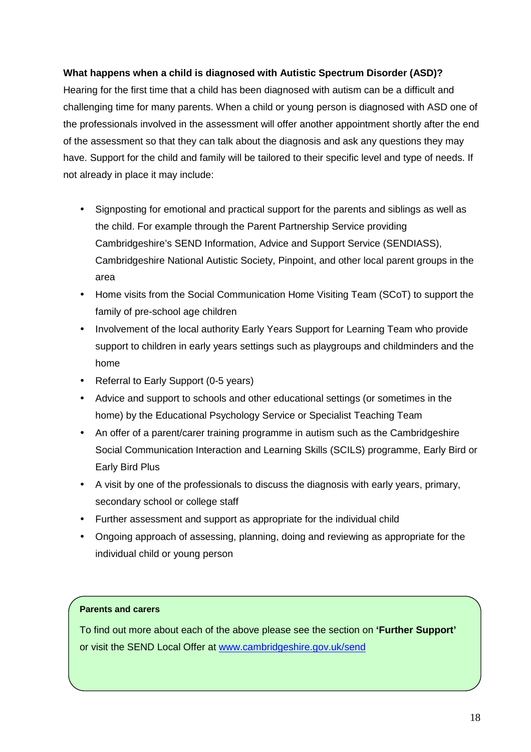**What happens when a child is diagnosed with Autistic Spectrum Disorder (ASD)?**

Hearing for the first time that a child has been diagnosed with autism can be a difficult and challenging time for many parents. When a child or young person is diagnosed with ASD one of the professionals involved in the assessment will offer another appointment shortly after the end of the assessment so that they can talk about the diagnosis and ask any questions they may have. Support for the child and family will be tailored to their specific level and type of needs. If not already in place it may include:

- Signposting for emotional and practical support for the parents and siblings as well as the child. For example through the Parent Partnership Service providing Cambridgeshire's SEND Information, Advice and Support Service (SENDIASS), Cambridgeshire National Autistic Society, Pinpoint, and other local parent groups in the area
- Home visits from the Social Communication Home Visiting Team (SCoT) to support the family of pre-school age children
- Involvement of the local authority Early Years Support for Learning Team who provide support to children in early years settings such as playgroups and childminders and the home
- Referral to Early Support (0-5 years)
- Advice and support to schools and other educational settings (or sometimes in the home) by the Educational Psychology Service or Specialist Teaching Team
- An offer of a parent/carer training programme in autism such as the Cambridgeshire Social Communication Interaction and Learning Skills (SCILS) programme, Early Bird or Early Bird Plus
- A visit by one of the professionals to discuss the diagnosis with early years, primary, secondary school or college staff
- Further assessment and support as appropriate for the individual child
- Ongoing approach of assessing, planning, doing and reviewing as appropriate for the individual child or young person

**Parents and carers**

To find out more about each of the above please see the section on **'Further Support'** or visit the SEND Local Offer at [www.cambridgeshire.gov.uk/send](http://www.cambridgeshire.gov.uk/send)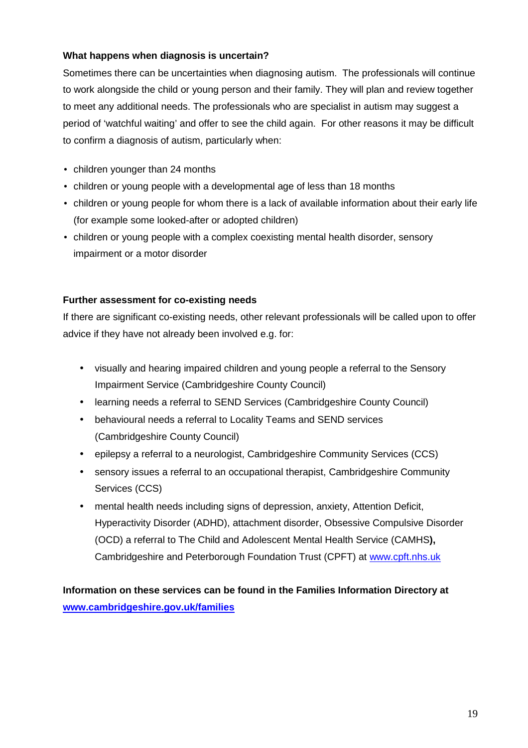**What happens when diagnosis is uncertain?**

Sometimes there can be uncertainties when diagnosing autism. The professionals will continue to work alongside the child or young person and their family. They will plan and review together to meet any additional needs. The professionals who are specialist in autism may suggest a period of 'watchful waiting' and offer to see the child again. For other reasons it may be difficult to confirm a diagnosis of autism, particularly when:

- children younger than 24 months
- children or young people with a developmental age of less than 18 months
- children or young people for whom there is a lack of available information about their early life (for example some looked-after or adopted children)
- children or young people with a complex coexisting mental health disorder, sensory impairment or a motor disorder

**Further assessment for co-existing needs**

If there are significant co-existing needs, other relevant professionals will be called upon to offer advice if they have not already been involved e.g. for:

- visually and hearing impaired children and young people a referral to the Sensory Impairment Service (Cambridgeshire County Council)
- learning needs a referral to SEND Services (Cambridgeshire County Council)
- behavioural needs a referral to Locality Teams and SEND services (Cambridgeshire County Council)
- epilepsy a referral to a neurologist, Cambridgeshire Community Services (CCS)
- sensory issues a referral to an occupational therapist, Cambridgeshire Community Services (CCS)
- mental health needs including signs of depression, anxiety, Attention Deficit, Hyperactivity Disorder (ADHD), attachment disorder, Obsessive Compulsive Disorder (OCD) a referral to The Child and Adolescent Mental Health Service (CAMHS**),** Cambridgeshire and Peterborough Foundation Trust (CPFT) at www.cpft.nhs.uk

**Information on these services can be found in the Families Information Directory at www.cambridgeshire.gov.uk/families**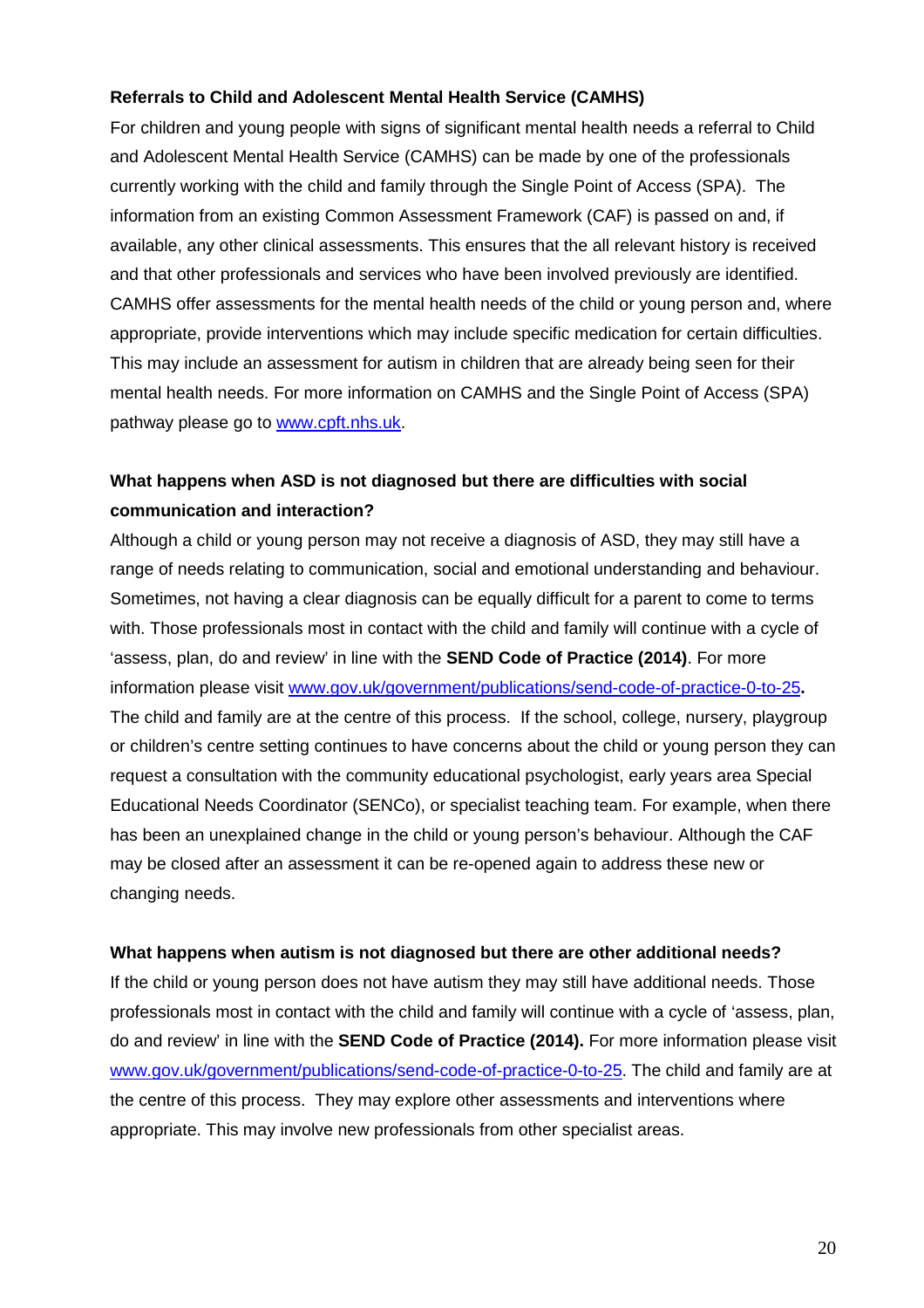**Referrals to Child and Adolescent Mental Health Service (CAMHS)**

For children and young people with signs of significant mental health needs a referral to Child and Adolescent Mental Health Service (CAMHS) can be made by one of the professionals currently working with the child and family through the Single Point of Access (SPA). The information from an existing Common Assessment Framework (CAF) is passed on and, if available, any other clinical assessments. This ensures that the all relevant history is received and that other professionals and services who have been involved previously are identified. CAMHS offer assessments for the mental health needs of the child or young person and, where appropriate, provide interventions which may include specific medication for certain difficulties. This may include an assessment for autism in children that are already being seen for their mental health needs. For more information on CAMHS and the Single Point of Access (SPA) pathway please go to www.cpft.nhs.uk.

**What happens when ASD is not diagnosed but there are difficulties with social communication and interaction?**

Although a child or young person may not receive a diagnosis of ASD, they may still have a range of needs relating to communication, social and emotional understanding and behaviour. Sometimes, not having a clear diagnosis can be equally difficult for a parent to come to terms with. Those professionals most in contact with the child and family will continue with a cycle of 'assess, plan, do and review' in line with the **SEND Code of Practice (2014)**. For more information please visit www.gov.uk/government/publications/send-code-of-practice-0-to-25**.** The child and family are at the centre of this process. If the school, college, nursery, playgroup or children's centre setting continues to have concerns about the child or young person they can request a consultation with the community educational psychologist, early years area Special Educational Needs Coordinator (SENCo), or specialist teaching team. For example, when there has been an unexplained change in the child or young person's behaviour. Although the CAF may be closed after an assessment it can be re-opened again to address these new or changing needs.

**What happens when autism is not diagnosed but there are other additional needs?**

If the child or young person does not have autism they may still have additional needs. Those professionals most in contact with the child and family will continue with a cycle of 'assess, plan, do and review' in line with the **SEND Code of Practice (2014).** For more information please visit www.gov.uk/government/publications/send-code-of-practice-0-to-25. The child and family are at the centre of this process. They may explore other assessments and interventions where appropriate. This may involve new professionals from other specialist areas.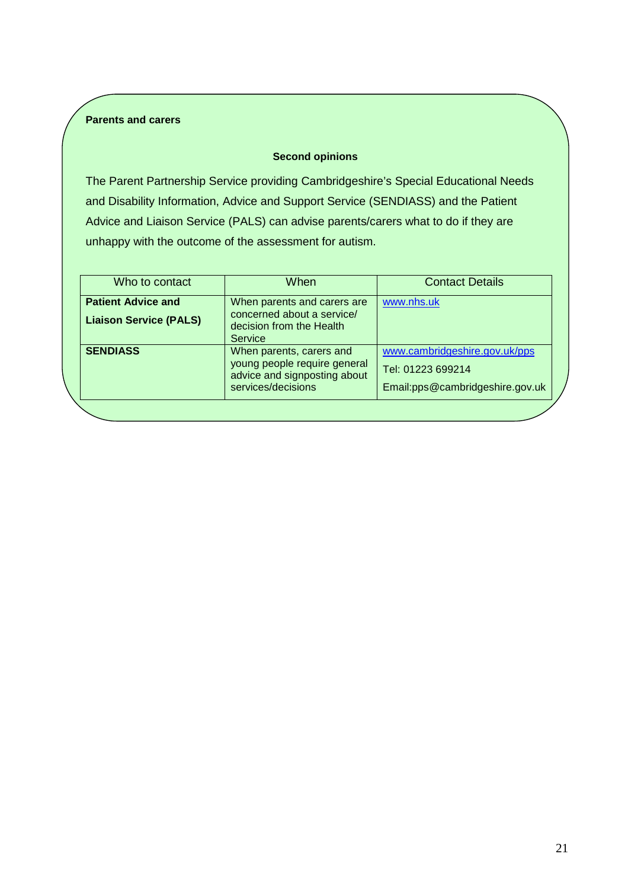**Parents and carers**

**Second opinions**

The Parent Partnership Service providing Cambridgeshire's Special Educational Needs and Disability Information, Advice and Support Service (SENDIASS) and the Patient Advice and Liaison Service (PALS) can advise parents/carers what to do if they are unhappy with the outcome of the assessment for autism.

| Who to contact | When | Contact Details |
|---|---|---|
| **Patient Advice and Liaison Service (PALS)** | When parents and carers are concerned about a service/ decision from the Health Service | www.nhs.uk |
| **SENDIASS** | When parents, carers and young people require general advice and signposting about services/decisions | www.cambridgeshire.gov.uk/pps<br>Tel: 01223 699214<br>Email:pps@cambridgeshire.gov.uk |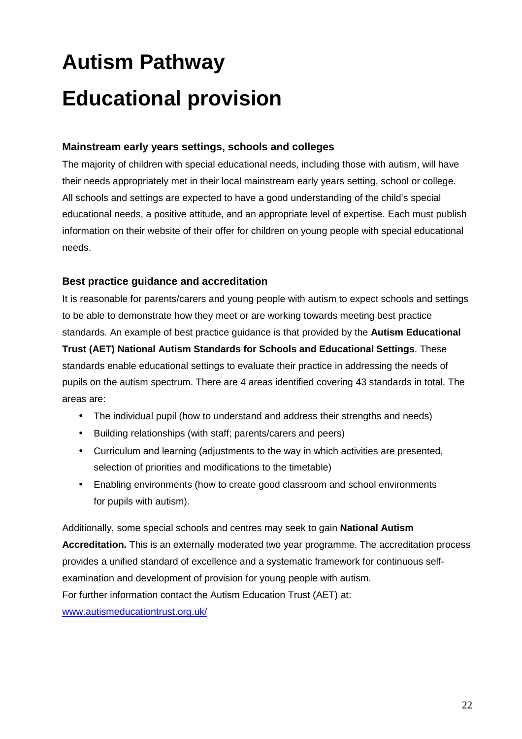# Autism Pathway

# Educational provision

### Mainstream early years settings, schools and colleges

The majority of children with special educational needs, including those with autism, will have their needs appropriately met in their local mainstream early years setting, school or college. All schools and settings are expected to have a good understanding of the child's special educational needs, a positive attitude, and an appropriate level of expertise. Each must publish information on their website of their offer for children on young people with special educational needs.

### Best practice guidance and accreditation

It is reasonable for parents/carers and young people with autism to expect schools and settings to be able to demonstrate how they meet or are working towards meeting best practice standards. An example of best practice guidance is that provided by the **Autism Educational Trust (AET) National Autism Standards for Schools and Educational Settings**. These standards enable educational settings to evaluate their practice in addressing the needs of pupils on the autism spectrum. There are 4 areas identified covering 43 standards in total. The areas are:

- The individual pupil (how to understand and address their strengths and needs)
- Building relationships (with staff; parents/carers and peers)
- Curriculum and learning (adjustments to the way in which activities are presented, selection of priorities and modifications to the timetable)
- Enabling environments (how to create good classroom and school environments for pupils with autism).

Additionally, some special schools and centres may seek to gain **National Autism Accreditation.** This is an externally moderated two year programme. The accreditation process provides a unified standard of excellence and a systematic framework for continuous self-examination and development of provision for young people with autism.

For further information contact the Autism Education Trust (AET) at:

www.autismeducationtrust.org.uk/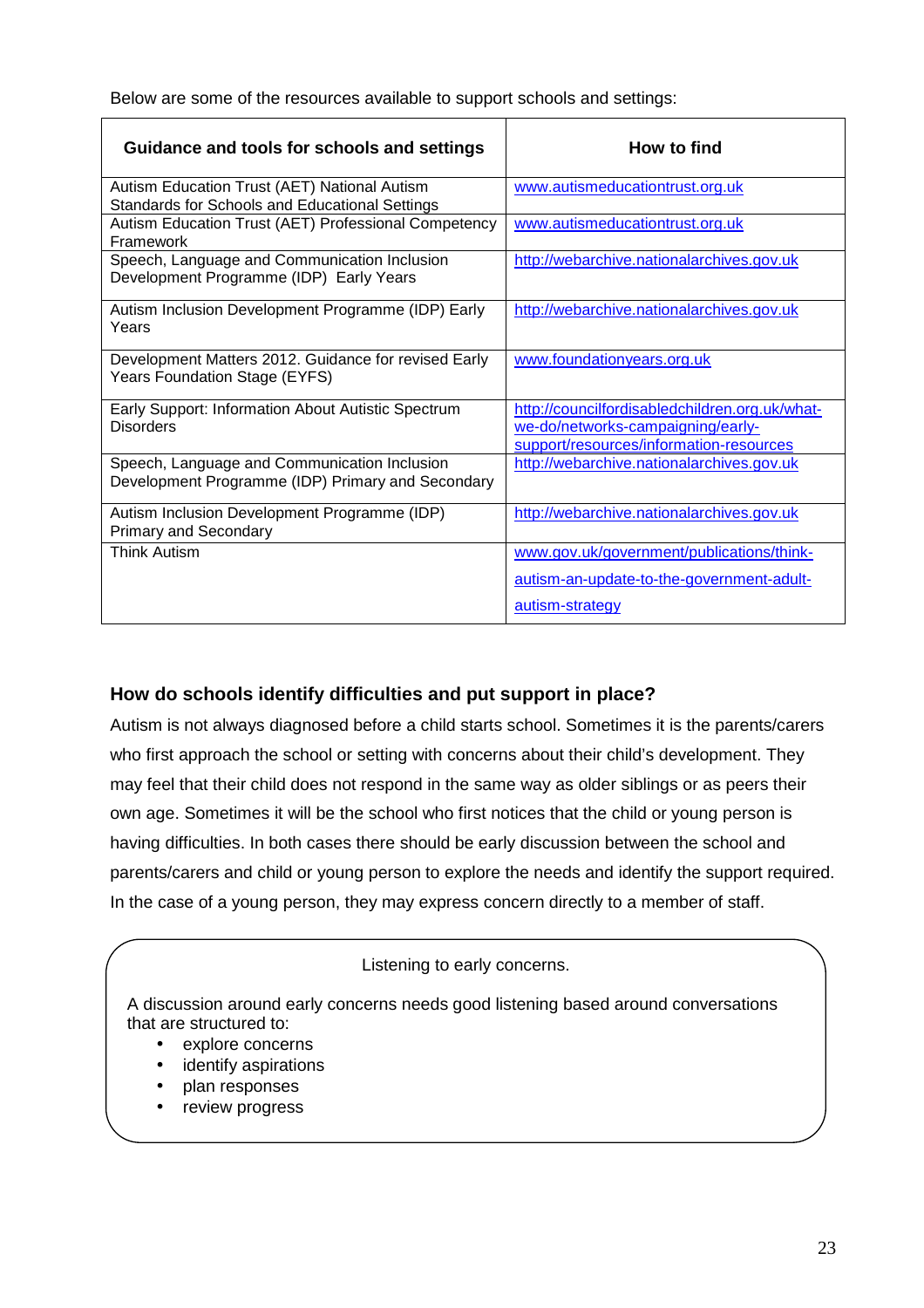Below are some of the resources available to support schools and settings:

| Guidance and tools for schools and settings | How to find |
| --- | --- |
| Autism Education Trust (AET) National Autism Standards for Schools and Educational Settings | www.autismeducationtrust.org.uk |
| Autism Education Trust (AET) Professional Competency Framework | www.autismeducationtrust.org.uk |
| Speech, Language and Communication Inclusion Development Programme (IDP) Early Years | http://webarchive.nationalarchives.gov.uk |
| Autism Inclusion Development Programme (IDP) Early Years | http://webarchive.nationalarchives.gov.uk |
| Development Matters 2012. Guidance for revised Early Years Foundation Stage (EYFS) | www.foundationyears.org.uk |
| Early Support: Information About Autistic Spectrum Disorders | http://councilfordisabledchildren.org.uk/what-we-do/networks-campaigning/early-support/resources/information-resources |
| Speech, Language and Communication Inclusion Development Programme (IDP) Primary and Secondary | http://webarchive.nationalarchives.gov.uk |
| Autism Inclusion Development Programme (IDP) Primary and Secondary | http://webarchive.nationalarchives.gov.uk |
| Think Autism | www.gov.uk/government/publications/think-autism-an-update-to-the-government-adult-autism-strategy |

### How do schools identify difficulties and put support in place?

Autism is not always diagnosed before a child starts school. Sometimes it is the parents/carers who first approach the school or setting with concerns about their child's development. They may feel that their child does not respond in the same way as older siblings or as peers their own age. Sometimes it will be the school who first notices that the child or young person is having difficulties. In both cases there should be early discussion between the school and parents/carers and child or young person to explore the needs and identify the support required. In the case of a young person, they may express concern directly to a member of staff.

Listening to early concerns.

A discussion around early concerns needs good listening based around conversations that are structured to:

- explore concerns
- identify aspirations
- plan responses
- review progress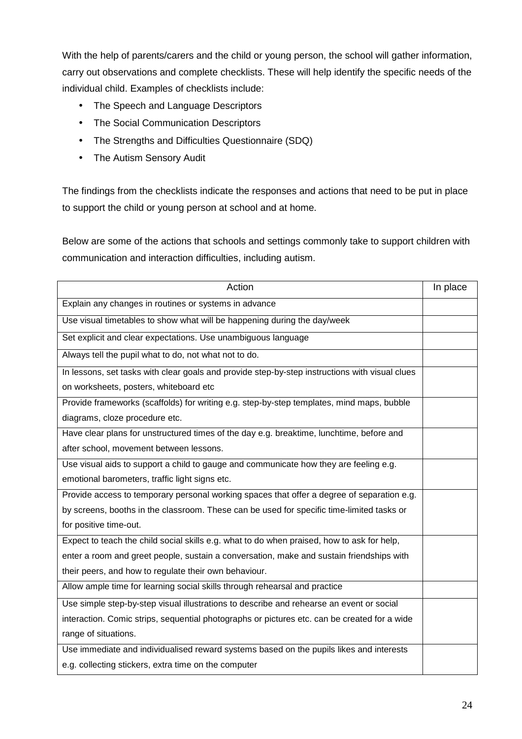With the help of parents/carers and the child or young person, the school will gather information, carry out observations and complete checklists. These will help identify the specific needs of the individual child. Examples of checklists include:

- The Speech and Language Descriptors
- The Social Communication Descriptors
- The Strengths and Difficulties Questionnaire (SDQ)
- The Autism Sensory Audit

The findings from the checklists indicate the responses and actions that need to be put in place to support the child or young person at school and at home.

Below are some of the actions that schools and settings commonly take to support children with communication and interaction difficulties, including autism.

| Action | In place |
|---|---|
| Explain any changes in routines or systems in advance | |
| Use visual timetables to show what will be happening during the day/week | |
| Set explicit and clear expectations. Use unambiguous language | |
| Always tell the pupil what to do, not what not to do. | |
| In lessons, set tasks with clear goals and provide step-by-step instructions with visual clues on worksheets, posters, whiteboard etc | |
| Provide frameworks (scaffolds) for writing e.g. step-by-step templates, mind maps, bubble diagrams, cloze procedure etc. | |
| Have clear plans for unstructured times of the day e.g. breaktime, lunchtime, before and after school, movement between lessons. | |
| Use visual aids to support a child to gauge and communicate how they are feeling e.g. emotional barometers, traffic light signs etc. | |
| Provide access to temporary personal working spaces that offer a degree of separation e.g. by screens, booths in the classroom. These can be used for specific time-limited tasks or for positive time-out. | |
| Expect to teach the child social skills e.g. what to do when praised, how to ask for help, enter a room and greet people, sustain a conversation, make and sustain friendships with their peers, and how to regulate their own behaviour. | |
| Allow ample time for learning social skills through rehearsal and practice | |
| Use simple step-by-step visual illustrations to describe and rehearse an event or social interaction. Comic strips, sequential photographs or pictures etc. can be created for a wide range of situations. | |
| Use immediate and individualised reward systems based on the pupils likes and interests e.g. collecting stickers, extra time on the computer | |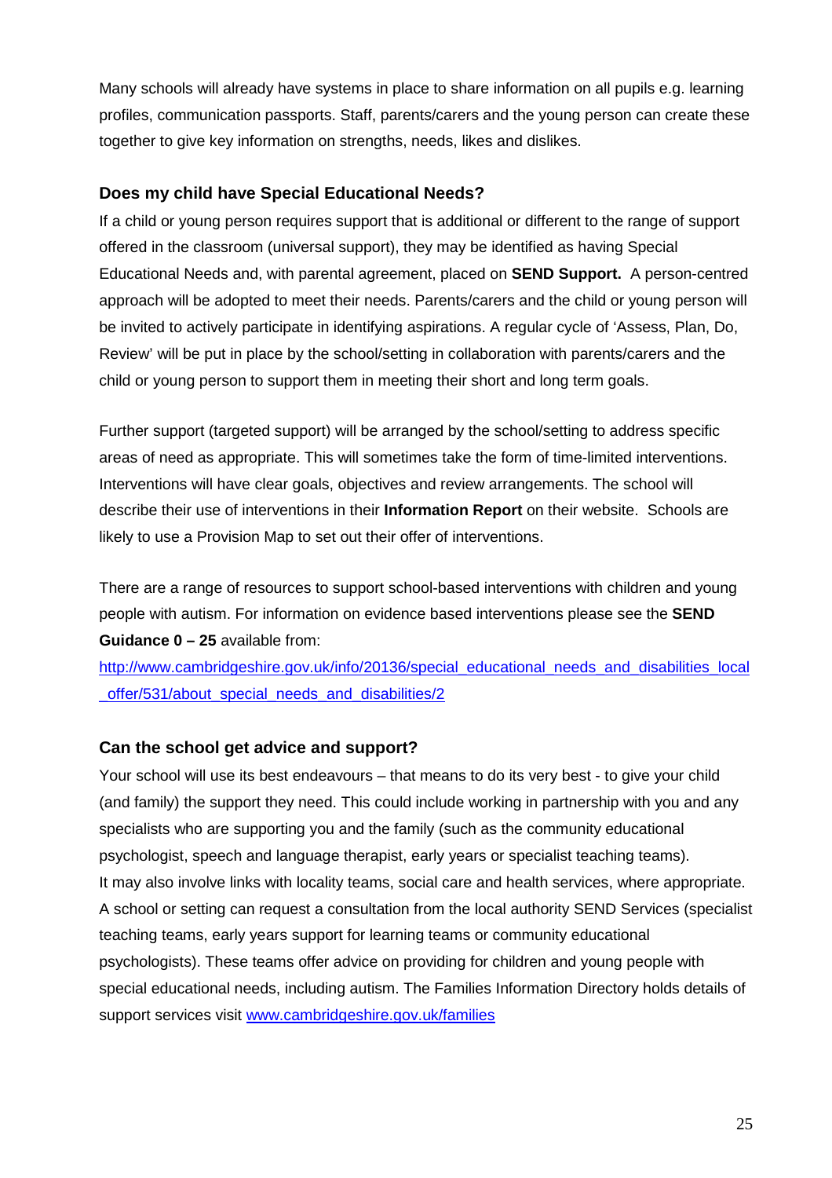Many schools will already have systems in place to share information on all pupils e.g. learning profiles, communication passports. Staff, parents/carers and the young person can create these together to give key information on strengths, needs, likes and dislikes.

### Does my child have Special Educational Needs?

If a child or young person requires support that is additional or different to the range of support offered in the classroom (universal support), they may be identified as having Special Educational Needs and, with parental agreement, placed on **SEND Support.** A person-centred approach will be adopted to meet their needs. Parents/carers and the child or young person will be invited to actively participate in identifying aspirations. A regular cycle of 'Assess, Plan, Do, Review' will be put in place by the school/setting in collaboration with parents/carers and the child or young person to support them in meeting their short and long term goals.

Further support (targeted support) will be arranged by the school/setting to address specific areas of need as appropriate. This will sometimes take the form of time-limited interventions. Interventions will have clear goals, objectives and review arrangements. The school will describe their use of interventions in their **Information Report** on their website. Schools are likely to use a Provision Map to set out their offer of interventions.

There are a range of resources to support school-based interventions with children and young people with autism. For information on evidence based interventions please see the **SEND Guidance 0 – 25** available from:
[http://www.cambridgeshire.gov.uk/info/20136/special_educational_needs_and_disabilities_local_offer/531/about_special_needs_and_disabilities/2](http://www.cambridgeshire.gov.uk/info/20136/special_educational_needs_and_disabilities_local_offer/531/about_special_needs_and_disabilities/2)

### Can the school get advice and support?

Your school will use its best endeavours – that means to do its very best - to give your child (and family) the support they need. This could include working in partnership with you and any specialists who are supporting you and the family (such as the community educational psychologist, speech and language therapist, early years or specialist teaching teams).
It may also involve links with locality teams, social care and health services, where appropriate.
A school or setting can request a consultation from the local authority SEND Services (specialist teaching teams, early years support for learning teams or community educational psychologists). These teams offer advice on providing for children and young people with special educational needs, including autism. The Families Information Directory holds details of support services visit [www.cambridgeshire.gov.uk/families](http://www.cambridgeshire.gov.uk/families)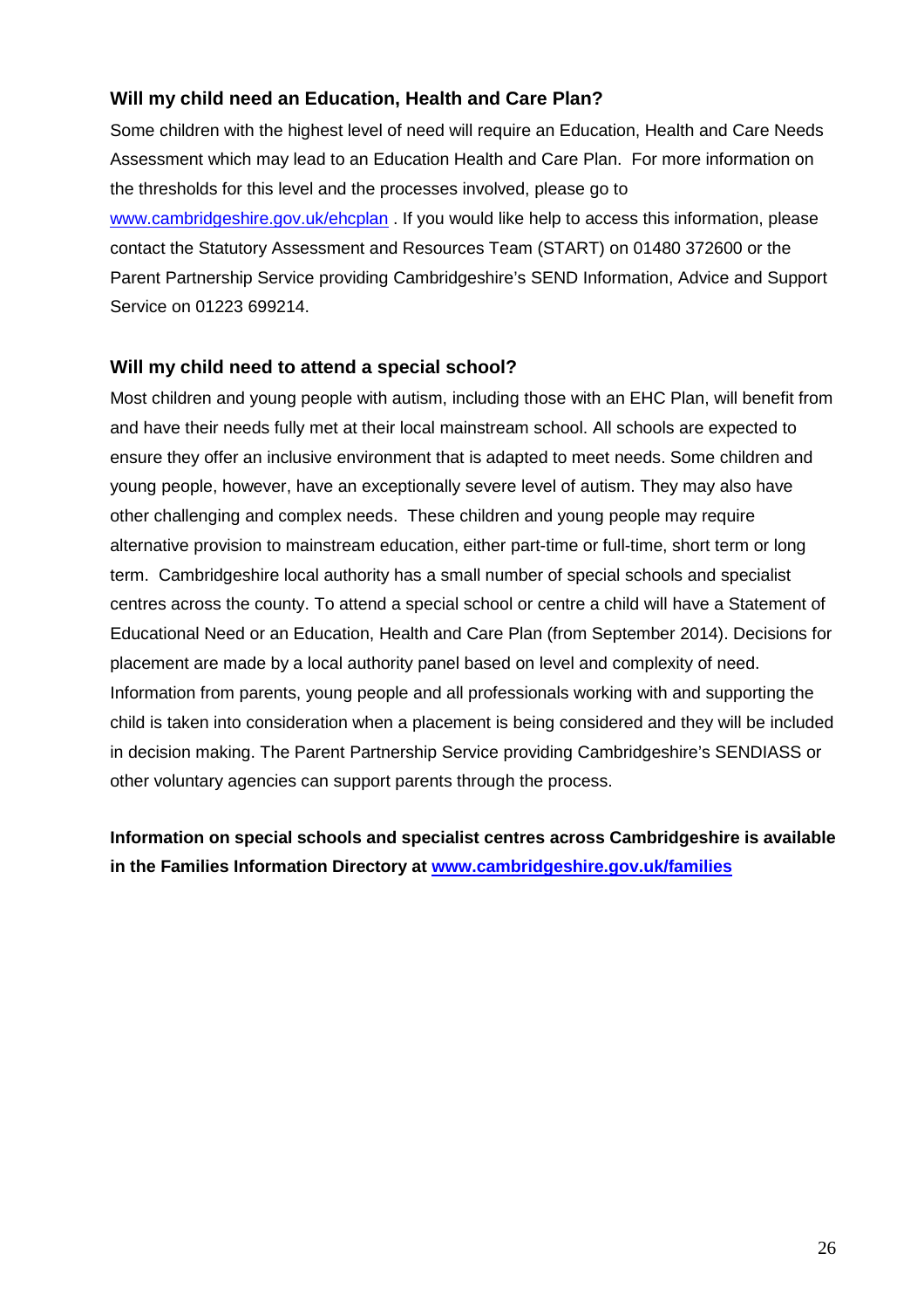### Will my child need an Education, Health and Care Plan?

Some children with the highest level of need will require an Education, Health and Care Needs Assessment which may lead to an Education Health and Care Plan. For more information on the thresholds for this level and the processes involved, please go to www.cambridgeshire.gov.uk/ehcplan . If you would like help to access this information, please contact the Statutory Assessment and Resources Team (START) on 01480 372600 or the Parent Partnership Service providing Cambridgeshire's SEND Information, Advice and Support Service on 01223 699214.

### Will my child need to attend a special school?

Most children and young people with autism, including those with an EHC Plan, will benefit from and have their needs fully met at their local mainstream school. All schools are expected to ensure they offer an inclusive environment that is adapted to meet needs. Some children and young people, however, have an exceptionally severe level of autism. They may also have other challenging and complex needs. These children and young people may require alternative provision to mainstream education, either part-time or full-time, short term or long term. Cambridgeshire local authority has a small number of special schools and specialist centres across the county. To attend a special school or centre a child will have a Statement of Educational Need or an Education, Health and Care Plan (from September 2014). Decisions for placement are made by a local authority panel based on level and complexity of need. Information from parents, young people and all professionals working with and supporting the child is taken into consideration when a placement is being considered and they will be included in decision making. The Parent Partnership Service providing Cambridgeshire's SENDIASS or other voluntary agencies can support parents through the process.

**Information on special schools and specialist centres across Cambridgeshire is available in the Families Information Directory at www.cambridgeshire.gov.uk/families**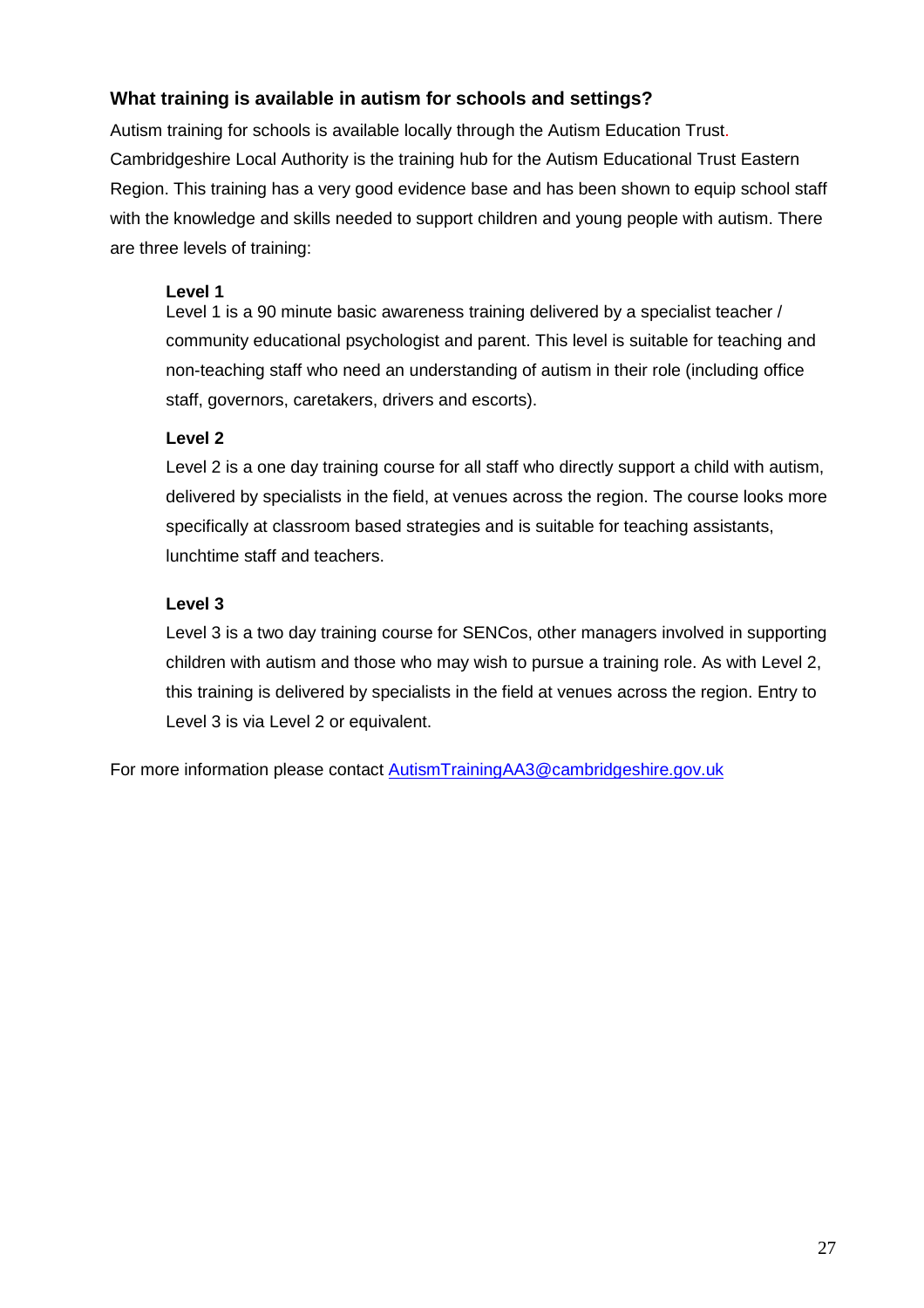### What training is available in autism for schools and settings?

Autism training for schools is available locally through the Autism Education Trust. Cambridgeshire Local Authority is the training hub for the Autism Educational Trust Eastern Region. This training has a very good evidence base and has been shown to equip school staff with the knowledge and skills needed to support children and young people with autism. There are three levels of training:

**Level 1**

Level 1 is a 90 minute basic awareness training delivered by a specialist teacher / community educational psychologist and parent. This level is suitable for teaching and non-teaching staff who need an understanding of autism in their role (including office staff, governors, caretakers, drivers and escorts).

**Level 2**

Level 2 is a one day training course for all staff who directly support a child with autism, delivered by specialists in the field, at venues across the region. The course looks more specifically at classroom based strategies and is suitable for teaching assistants, lunchtime staff and teachers.

**Level 3**

Level 3 is a two day training course for SENCos, other managers involved in supporting children with autism and those who may wish to pursue a training role. As with Level 2, this training is delivered by specialists in the field at venues across the region. Entry to Level 3 is via Level 2 or equivalent.

For more information please contact AutismTrainingAA3@cambridgeshire.gov.uk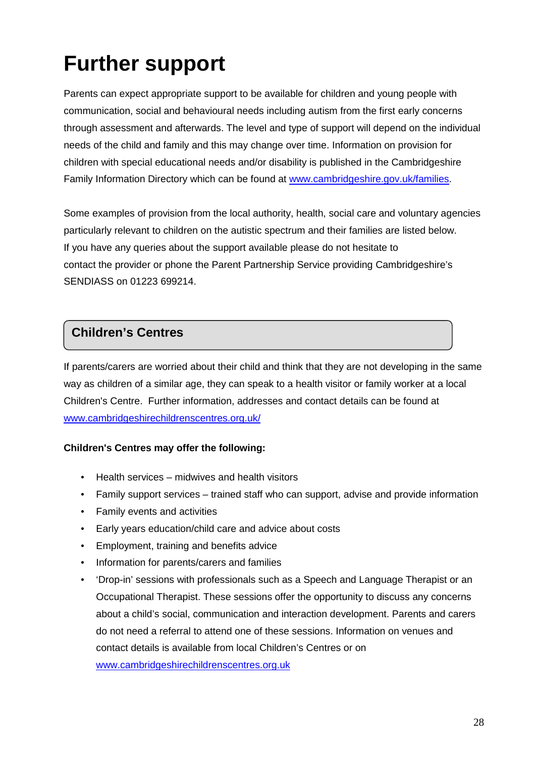# Further support

Parents can expect appropriate support to be available for children and young people with communication, social and behavioural needs including autism from the first early concerns through assessment and afterwards. The level and type of support will depend on the individual needs of the child and family and this may change over time. Information on provision for children with special educational needs and/or disability is published in the Cambridgeshire Family Information Directory which can be found at www.cambridgeshire.gov.uk/families.

Some examples of provision from the local authority, health, social care and voluntary agencies particularly relevant to children on the autistic spectrum and their families are listed below. If you have any queries about the support available please do not hesitate to contact the provider or phone the Parent Partnership Service providing Cambridgeshire's SENDIASS on 01223 699214.

## Children's Centres

If parents/carers are worried about their child and think that they are not developing in the same way as children of a similar age, they can speak to a health visitor or family worker at a local Children's Centre. Further information, addresses and contact details can be found at www.cambridgeshirechildrenscentres.org.uk/

**Children's Centres may offer the following:**

- Health services – midwives and health visitors
- Family support services – trained staff who can support, advise and provide information
- Family events and activities
- Early years education/child care and advice about costs
- Employment, training and benefits advice
- Information for parents/carers and families
- 'Drop-in' sessions with professionals such as a Speech and Language Therapist or an Occupational Therapist. These sessions offer the opportunity to discuss any concerns about a child's social, communication and interaction development. Parents and carers do not need a referral to attend one of these sessions. Information on venues and contact details is available from local Children's Centres or on www.cambridgeshirechildrenscentres.org.uk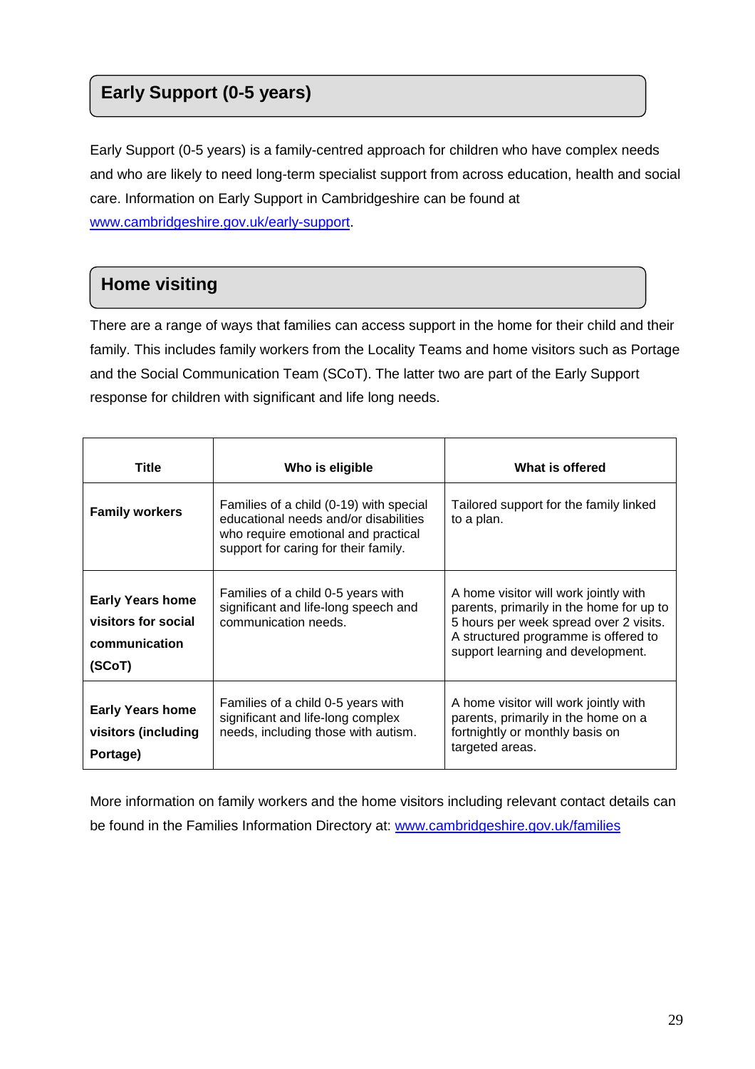## Early Support (0-5 years)

Early Support (0-5 years) is a family-centred approach for children who have complex needs and who are likely to need long-term specialist support from across education, health and social care. Information on Early Support in Cambridgeshire can be found at www.cambridgeshire.gov.uk/early-support.

## Home visiting

There are a range of ways that families can access support in the home for their child and their family. This includes family workers from the Locality Teams and home visitors such as Portage and the Social Communication Team (SCoT). The latter two are part of the Early Support response for children with significant and life long needs.

| Title | Who is eligible | What is offered |
|---|---|---|
| **Family workers** | Families of a child (0-19) with special educational needs and/or disabilities who require emotional and practical support for caring for their family. | Tailored support for the family linked to a plan. |
| **Early Years home visitors for social communication (SCoT)** | Families of a child 0-5 years with significant and life-long speech and communication needs. | A home visitor will work jointly with parents, primarily in the home for up to 5 hours per week spread over 2 visits. A structured programme is offered to support learning and development. |
| **Early Years home visitors (including Portage)** | Families of a child 0-5 years with significant and life-long complex needs, including those with autism. | A home visitor will work jointly with parents, primarily in the home on a fortnightly or monthly basis on targeted areas. |

More information on family workers and the home visitors including relevant contact details can be found in the Families Information Directory at: www.cambridgeshire.gov.uk/families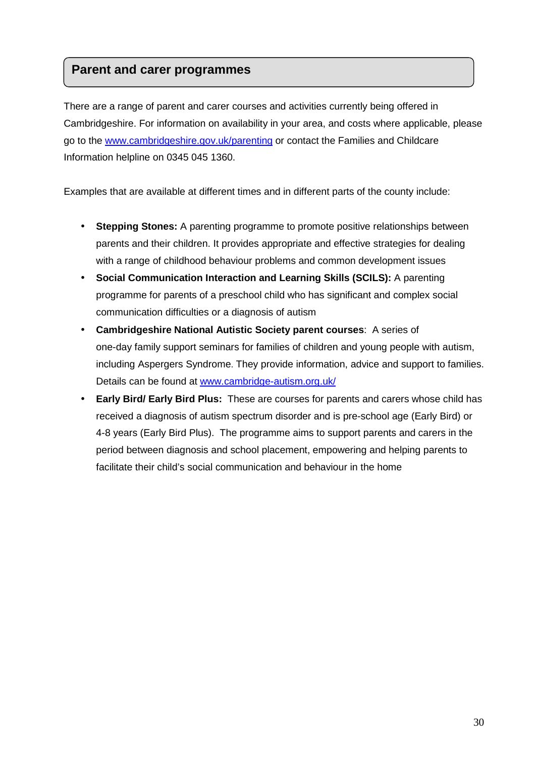## Parent and carer programmes

There are a range of parent and carer courses and activities currently being offered in Cambridgeshire. For information on availability in your area, and costs where applicable, please go to the www.cambridgeshire.gov.uk/parenting or contact the Families and Childcare Information helpline on 0345 045 1360.

Examples that are available at different times and in different parts of the county include:

- **Stepping Stones:** A parenting programme to promote positive relationships between parents and their children. It provides appropriate and effective strategies for dealing with a range of childhood behaviour problems and common development issues
- **Social Communication Interaction and Learning Skills (SCILS):** A parenting programme for parents of a preschool child who has significant and complex social communication difficulties or a diagnosis of autism
- **Cambridgeshire National Autistic Society parent courses**: A series of one-day family support seminars for families of children and young people with autism, including Aspergers Syndrome. They provide information, advice and support to families. Details can be found at www.cambridge-autism.org.uk/
- **Early Bird/ Early Bird Plus:** These are courses for parents and carers whose child has received a diagnosis of autism spectrum disorder and is pre-school age (Early Bird) or 4-8 years (Early Bird Plus). The programme aims to support parents and carers in the period between diagnosis and school placement, empowering and helping parents to facilitate their child's social communication and behaviour in the home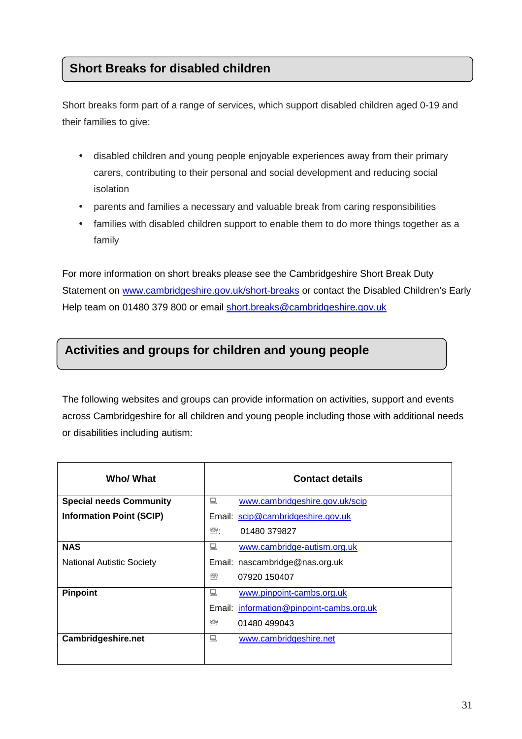## Short Breaks for disabled children

Short breaks form part of a range of services, which support disabled children aged 0-19 and their families to give:

- disabled children and young people enjoyable experiences away from their primary carers, contributing to their personal and social development and reducing social isolation
- parents and families a necessary and valuable break from caring responsibilities
- families with disabled children support to enable them to do more things together as a family

For more information on short breaks please see the Cambridgeshire Short Break Duty Statement on www.cambridgeshire.gov.uk/short-breaks or contact the Disabled Children's Early Help team on 01480 379 800 or email short.breaks@cambridgeshire.gov.uk

## Activities and groups for children and young people

The following websites and groups can provide information on activities, support and events across Cambridgeshire for all children and young people including those with additional needs or disabilities including autism:

| Who/ What | Contact details |
|---|---|
| **Special needs Community Information Point (SCIP)** | 💻 www.cambridgeshire.gov.uk/scip<br>Email: scip@cambridgeshire.gov.uk<br>☎: 01480 379827 |
| **NAS**<br>National Autistic Society | 💻 www.cambridge-autism.org.uk<br>Email: nascambridge@nas.org.uk<br>☎ 07920 150407 |
| **Pinpoint** | 💻 www.pinpoint-cambs.org.uk<br>Email: information@pinpoint-cambs.org.uk<br>☎ 01480 499043 |
| **Cambridgeshire.net** | 💻 www.cambridgeshire.net |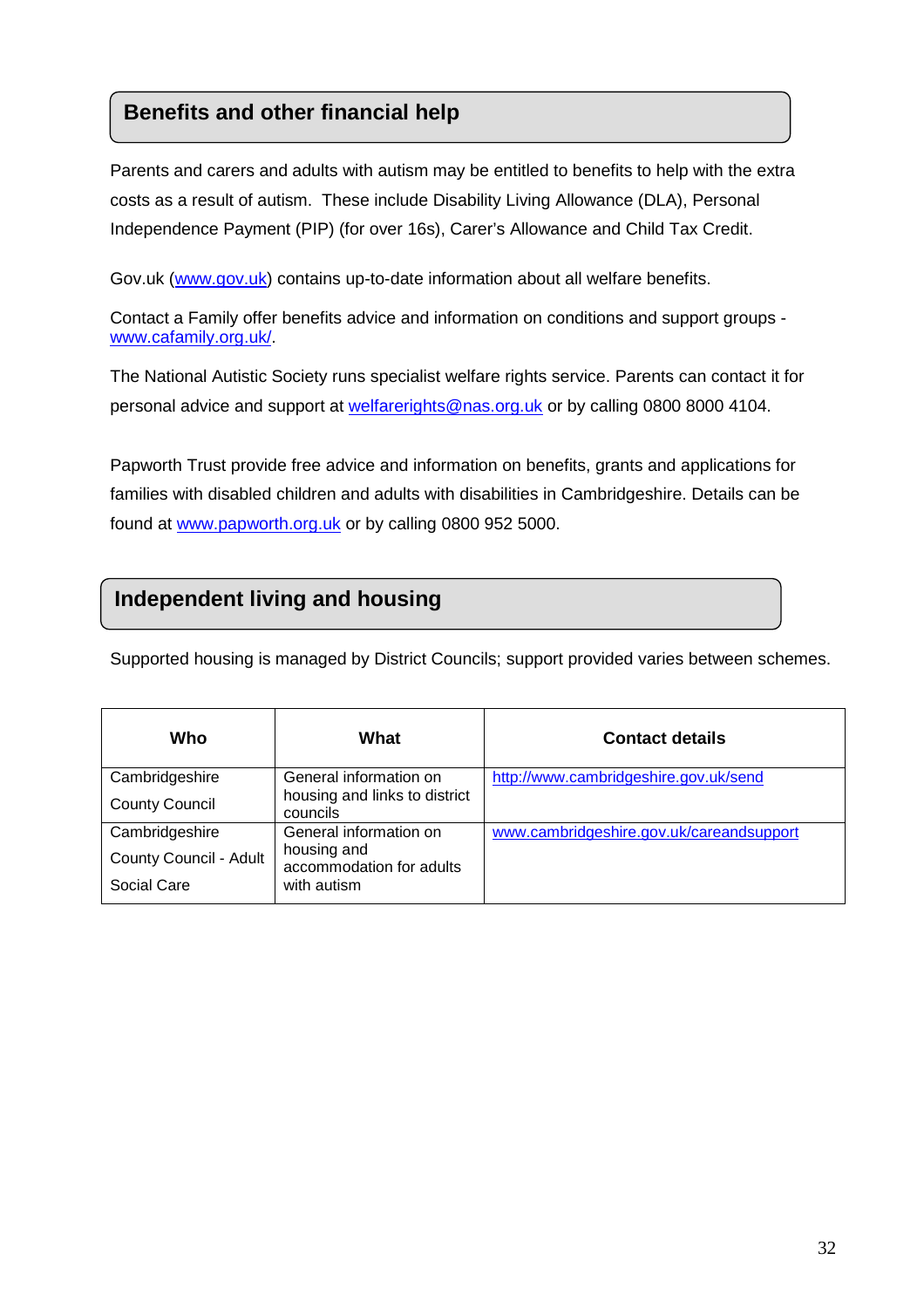## Benefits and other financial help

Parents and carers and adults with autism may be entitled to benefits to help with the extra costs as a result of autism. These include Disability Living Allowance (DLA), Personal Independence Payment (PIP) (for over 16s), Carer's Allowance and Child Tax Credit.

Gov.uk (www.gov.uk) contains up-to-date information about all welfare benefits.

Contact a Family offer benefits advice and information on conditions and support groups - www.cafamily.org.uk/.

The National Autistic Society runs specialist welfare rights service. Parents can contact it for personal advice and support at welfarerights@nas.org.uk or by calling 0800 8000 4104.

Papworth Trust provide free advice and information on benefits, grants and applications for families with disabled children and adults with disabilities in Cambridgeshire. Details can be found at www.papworth.org.uk or by calling 0800 952 5000.

## Independent living and housing

Supported housing is managed by District Councils; support provided varies between schemes.

| Who | What | Contact details |
|---|---|---|
| Cambridgeshire County Council | General information on housing and links to district councils | http://www.cambridgeshire.gov.uk/send |
| Cambridgeshire County Council - Adult Social Care | General information on housing and accommodation for adults with autism | www.cambridgeshire.gov.uk/careandsupport |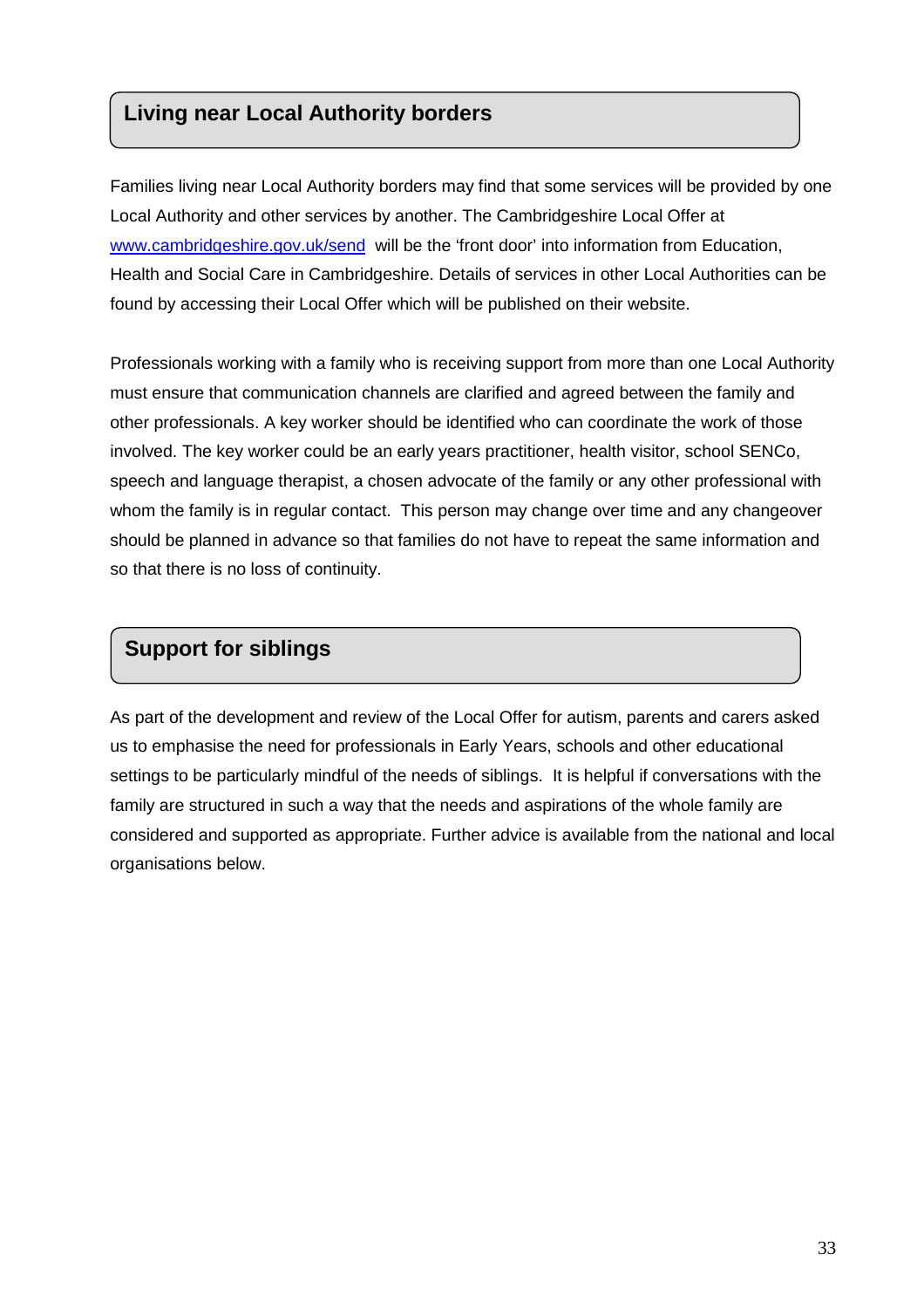## Living near Local Authority borders

Families living near Local Authority borders may find that some services will be provided by one Local Authority and other services by another. The Cambridgeshire Local Offer at [www.cambridgeshire.gov.uk/send](http://www.cambridgeshire.gov.uk/send) will be the 'front door' into information from Education, Health and Social Care in Cambridgeshire. Details of services in other Local Authorities can be found by accessing their Local Offer which will be published on their website.

Professionals working with a family who is receiving support from more than one Local Authority must ensure that communication channels are clarified and agreed between the family and other professionals. A key worker should be identified who can coordinate the work of those involved. The key worker could be an early years practitioner, health visitor, school SENCo, speech and language therapist, a chosen advocate of the family or any other professional with whom the family is in regular contact. This person may change over time and any changeover should be planned in advance so that families do not have to repeat the same information and so that there is no loss of continuity.

## Support for siblings

As part of the development and review of the Local Offer for autism, parents and carers asked us to emphasise the need for professionals in Early Years, schools and other educational settings to be particularly mindful of the needs of siblings. It is helpful if conversations with the family are structured in such a way that the needs and aspirations of the whole family are considered and supported as appropriate. Further advice is available from the national and local organisations below.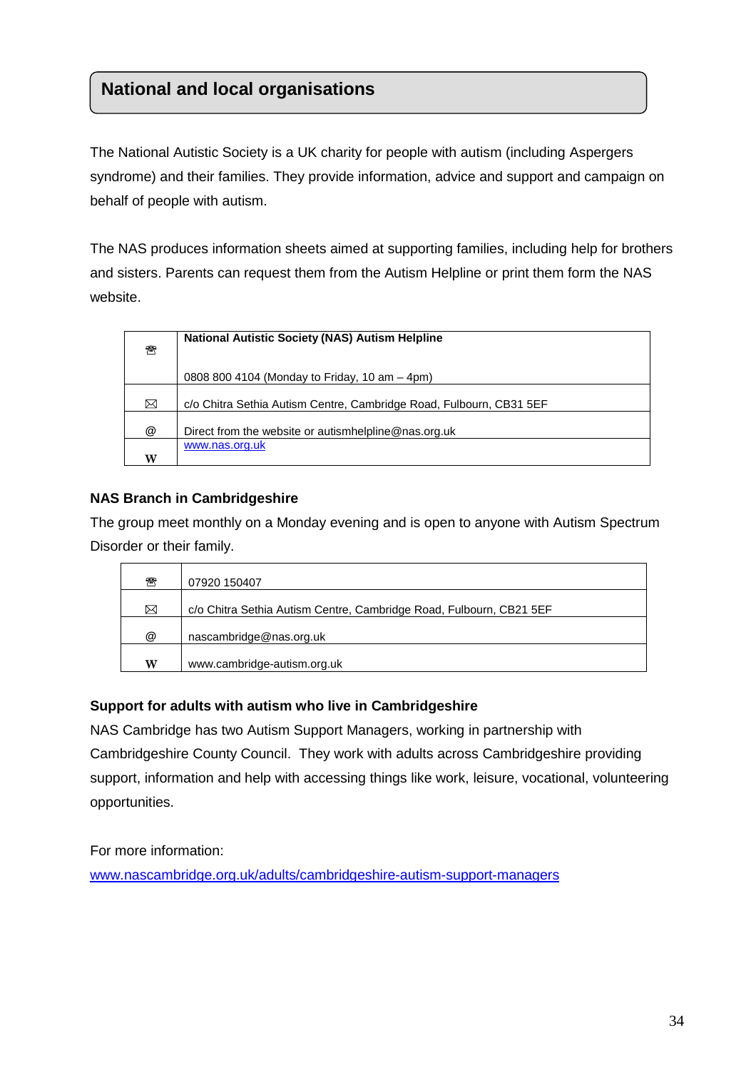## National and local organisations

The National Autistic Society is a UK charity for people with autism (including Aspergers syndrome) and their families. They provide information, advice and support and campaign on behalf of people with autism.

The NAS produces information sheets aimed at supporting families, including help for brothers and sisters. Parents can request them from the Autism Helpline or print them form the NAS website.

| | |
|---|---|
| ☎ | **National Autistic Society (NAS) Autism Helpline**<br><br>0808 800 4104 (Monday to Friday, 10 am – 4pm) |
| ✉ | c/o Chitra Sethia Autism Centre, Cambridge Road, Fulbourn, CB31 5EF |
| @ | Direct from the website or autismhelpline@nas.org.uk |
| W | www.nas.org.uk |

**NAS Branch in Cambridgeshire**

The group meet monthly on a Monday evening and is open to anyone with Autism Spectrum Disorder or their family.

| | |
|---|---|
| ☎ | 07920 150407 |
| ✉ | c/o Chitra Sethia Autism Centre, Cambridge Road, Fulbourn, CB21 5EF |
| @ | nascambridge@nas.org.uk |
| W | www.cambridge-autism.org.uk |

**Support for adults with autism who live in Cambridgeshire**

NAS Cambridge has two Autism Support Managers, working in partnership with Cambridgeshire County Council. They work with adults across Cambridgeshire providing support, information and help with accessing things like work, leisure, vocational, volunteering opportunities.

For more information:

www.nascambridge.org.uk/adults/cambridgeshire-autism-support-managers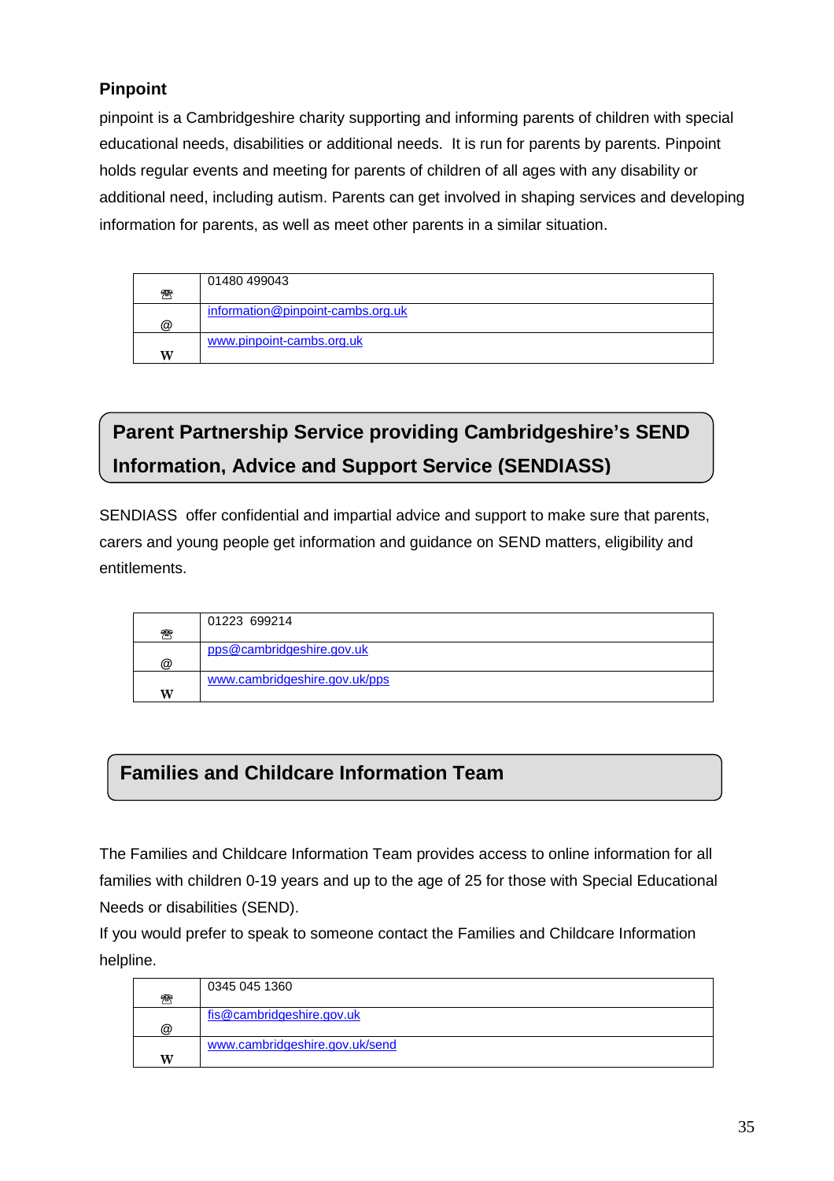### Pinpoint

pinpoint is a Cambridgeshire charity supporting and informing parents of children with special educational needs, disabilities or additional needs.  It is run for parents by parents. Pinpoint holds regular events and meeting for parents of children of all ages with any disability or additional need, including autism. Parents can get involved in shaping services and developing information for parents, as well as meet other parents in a similar situation.

| | |
|---|---|
| ☎ | 01480 499043 |
| @ | information@pinpoint-cambs.org.uk |
| W | www.pinpoint-cambs.org.uk |

## Parent Partnership Service providing Cambridgeshire's SEND Information, Advice and Support Service (SENDIASS)

SENDIASS  offer confidential and impartial advice and support to make sure that parents, carers and young people get information and guidance on SEND matters, eligibility and entitlements.

| | |
|---|---|
| ☎ | 01223  699214 |
| @ | pps@cambridgeshire.gov.uk |
| W | www.cambridgeshire.gov.uk/pps |

## Families and Childcare Information Team

The Families and Childcare Information Team provides access to online information for all families with children 0-19 years and up to the age of 25 for those with Special Educational Needs or disabilities (SEND).

If you would prefer to speak to someone contact the Families and Childcare Information helpline.

| | |
|---|---|
| ☎ | 0345 045 1360 |
| @ | fis@cambridgeshire.gov.uk |
| W | www.cambridgeshire.gov.uk/send |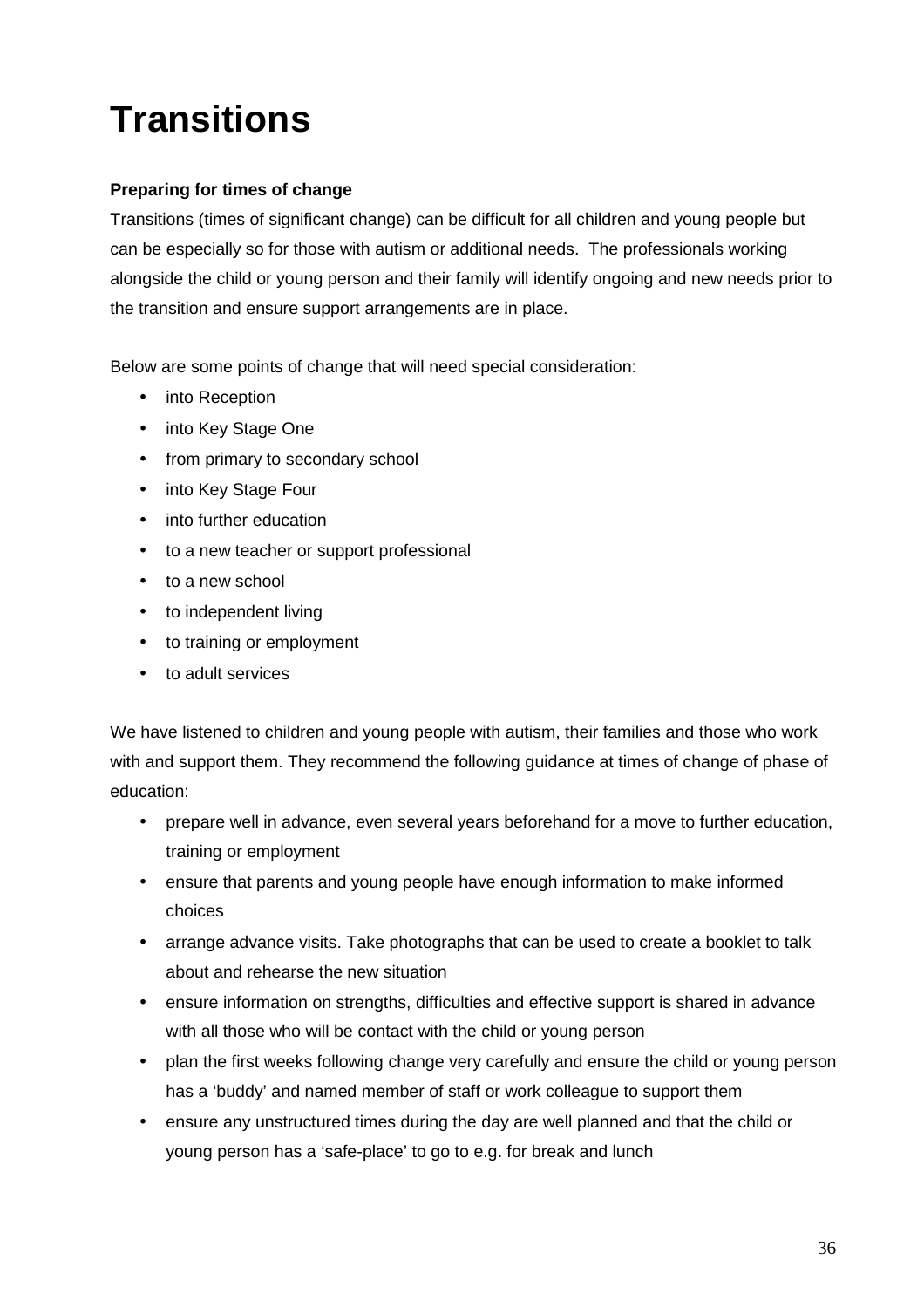# Transitions

**Preparing for times of change**

Transitions (times of significant change) can be difficult for all children and young people but can be especially so for those with autism or additional needs. The professionals working alongside the child or young person and their family will identify ongoing and new needs prior to the transition and ensure support arrangements are in place.

Below are some points of change that will need special consideration:

- into Reception
- into Key Stage One
- from primary to secondary school
- into Key Stage Four
- into further education
- to a new teacher or support professional
- to a new school
- to independent living
- to training or employment
- to adult services

We have listened to children and young people with autism, their families and those who work with and support them. They recommend the following guidance at times of change of phase of education:

- prepare well in advance, even several years beforehand for a move to further education, training or employment
- ensure that parents and young people have enough information to make informed choices
- arrange advance visits. Take photographs that can be used to create a booklet to talk about and rehearse the new situation
- ensure information on strengths, difficulties and effective support is shared in advance with all those who will be contact with the child or young person
- plan the first weeks following change very carefully and ensure the child or young person has a 'buddy' and named member of staff or work colleague to support them
- ensure any unstructured times during the day are well planned and that the child or young person has a 'safe-place' to go to e.g. for break and lunch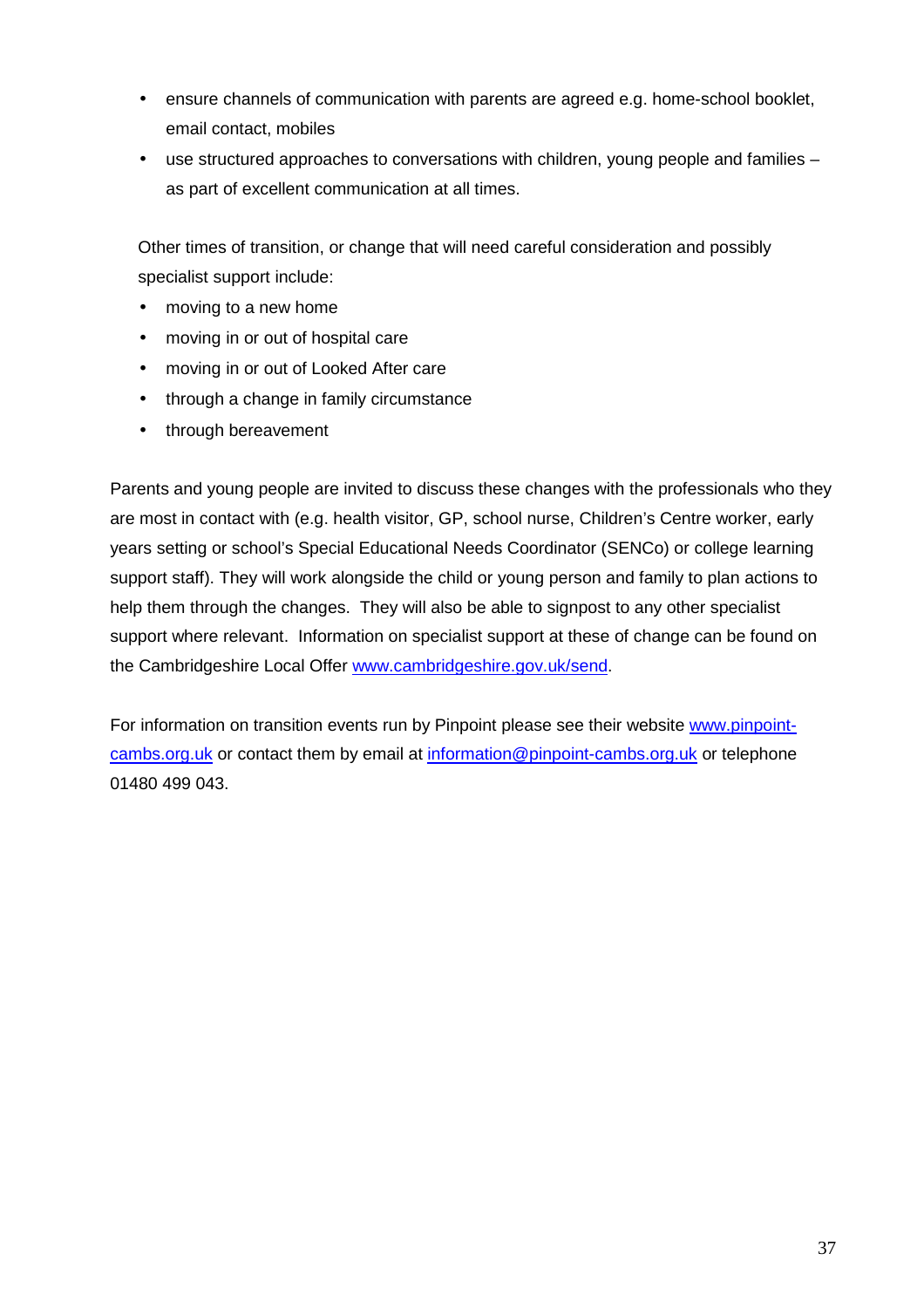- ensure channels of communication with parents are agreed e.g. home-school booklet, email contact, mobiles
- use structured approaches to conversations with children, young people and families – as part of excellent communication at all times.

Other times of transition, or change that will need careful consideration and possibly specialist support include:

- moving to a new home
- moving in or out of hospital care
- moving in or out of Looked After care
- through a change in family circumstance
- through bereavement

Parents and young people are invited to discuss these changes with the professionals who they are most in contact with (e.g. health visitor, GP, school nurse, Children's Centre worker, early years setting or school's Special Educational Needs Coordinator (SENCo) or college learning support staff). They will work alongside the child or young person and family to plan actions to help them through the changes. They will also be able to signpost to any other specialist support where relevant. Information on specialist support at these of change can be found on the Cambridgeshire Local Offer [www.cambridgeshire.gov.uk/send](www.cambridgeshire.gov.uk/send).

For information on transition events run by Pinpoint please see their website [www.pinpoint-cambs.org.uk](www.pinpoint-cambs.org.uk) or contact them by email at [information@pinpoint-cambs.org.uk](mailto:information@pinpoint-cambs.org.uk) or telephone 01480 499 043.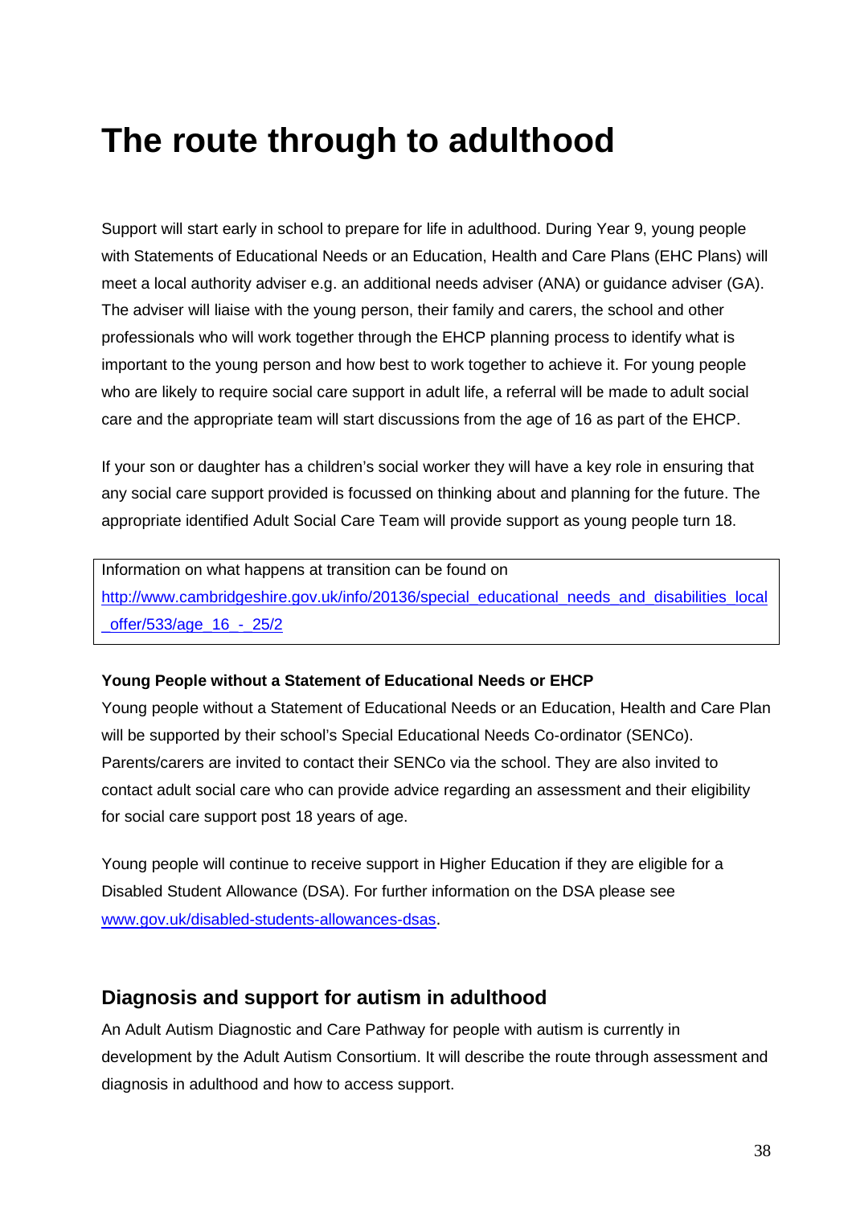# The route through to adulthood

Support will start early in school to prepare for life in adulthood. During Year 9, young people with Statements of Educational Needs or an Education, Health and Care Plans (EHC Plans) will meet a local authority adviser e.g. an additional needs adviser (ANA) or guidance adviser (GA). The adviser will liaise with the young person, their family and carers, the school and other professionals who will work together through the EHCP planning process to identify what is important to the young person and how best to work together to achieve it. For young people who are likely to require social care support in adult life, a referral will be made to adult social care and the appropriate team will start discussions from the age of 16 as part of the EHCP.

If your son or daughter has a children's social worker they will have a key role in ensuring that any social care support provided is focussed on thinking about and planning for the future. The appropriate identified Adult Social Care Team will provide support as young people turn 18.

Information on what happens at transition can be found on http://www.cambridgeshire.gov.uk/info/20136/special_educational_needs_and_disabilities_local_offer/533/age_16_-_25/2

**Young People without a Statement of Educational Needs or EHCP**

Young people without a Statement of Educational Needs or an Education, Health and Care Plan will be supported by their school's Special Educational Needs Co-ordinator (SENCo). Parents/carers are invited to contact their SENCo via the school. They are also invited to contact adult social care who can provide advice regarding an assessment and their eligibility for social care support post 18 years of age.

Young people will continue to receive support in Higher Education if they are eligible for a Disabled Student Allowance (DSA). For further information on the DSA please see www.gov.uk/disabled-students-allowances-dsas.

## Diagnosis and support for autism in adulthood

An Adult Autism Diagnostic and Care Pathway for people with autism is currently in development by the Adult Autism Consortium. It will describe the route through assessment and diagnosis in adulthood and how to access support.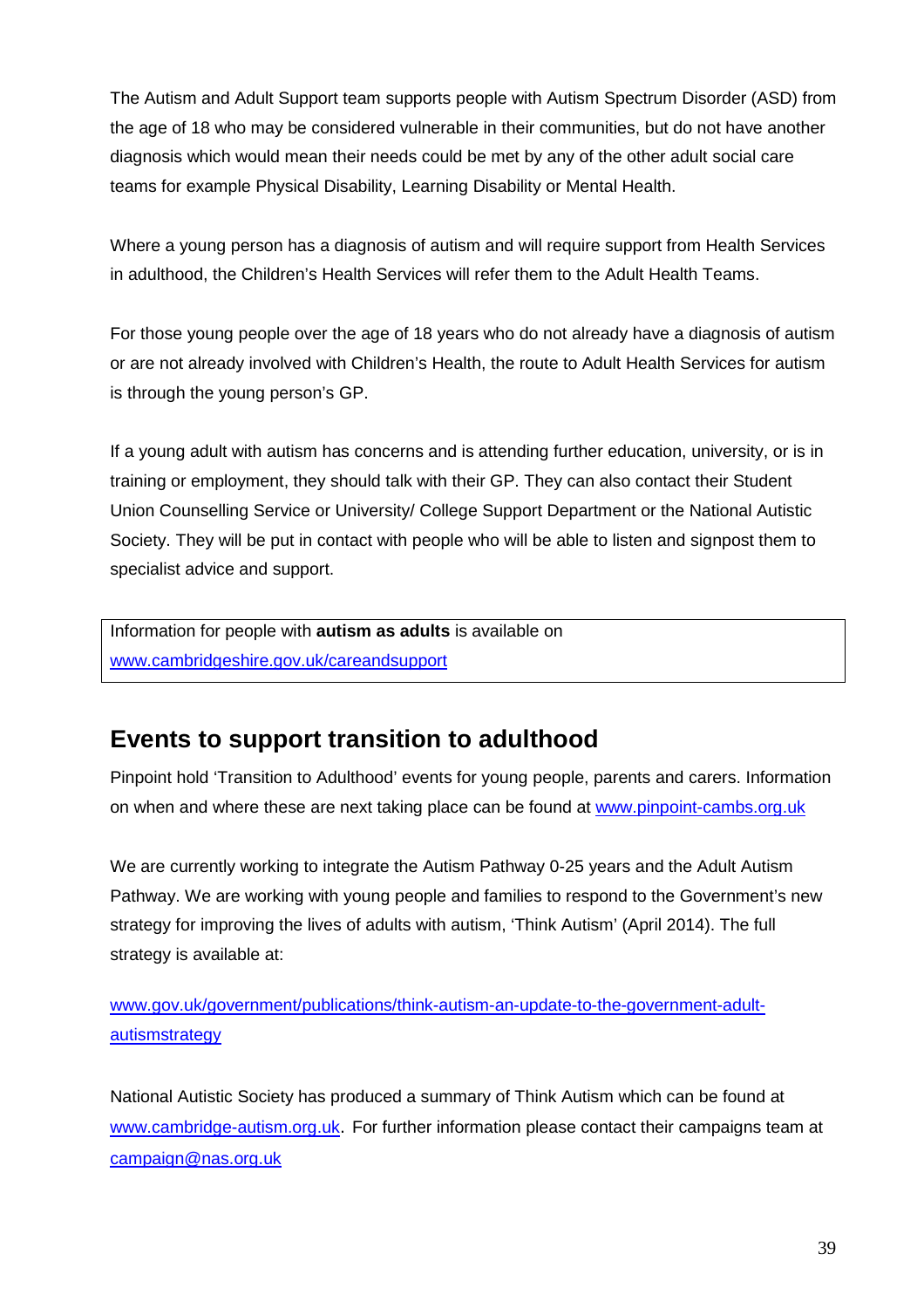The Autism and Adult Support team supports people with Autism Spectrum Disorder (ASD) from the age of 18 who may be considered vulnerable in their communities, but do not have another diagnosis which would mean their needs could be met by any of the other adult social care teams for example Physical Disability, Learning Disability or Mental Health.

Where a young person has a diagnosis of autism and will require support from Health Services in adulthood, the Children's Health Services will refer them to the Adult Health Teams.

For those young people over the age of 18 years who do not already have a diagnosis of autism or are not already involved with Children's Health, the route to Adult Health Services for autism is through the young person's GP.

If a young adult with autism has concerns and is attending further education, university, or is in training or employment, they should talk with their GP. They can also contact their Student Union Counselling Service or University/ College Support Department or the National Autistic Society. They will be put in contact with people who will be able to listen and signpost them to specialist advice and support.

> Information for people with **autism as adults** is available on www.cambridgeshire.gov.uk/careandsupport

## Events to support transition to adulthood

Pinpoint hold 'Transition to Adulthood' events for young people, parents and carers. Information on when and where these are next taking place can be found at www.pinpoint-cambs.org.uk

We are currently working to integrate the Autism Pathway 0-25 years and the Adult Autism Pathway. We are working with young people and families to respond to the Government's new strategy for improving the lives of adults with autism, 'Think Autism' (April 2014). The full strategy is available at:

www.gov.uk/government/publications/think-autism-an-update-to-the-government-adult-autismstrategy

National Autistic Society has produced a summary of Think Autism which can be found at www.cambridge-autism.org.uk. For further information please contact their campaigns team at campaign@nas.org.uk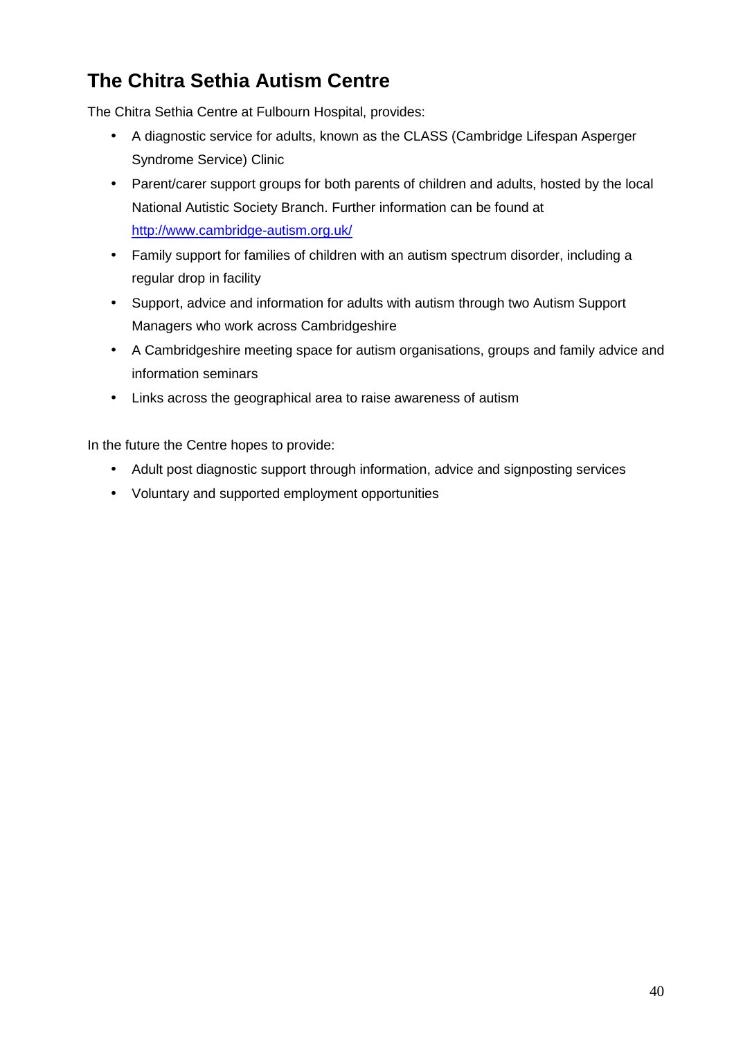## The Chitra Sethia Autism Centre

The Chitra Sethia Centre at Fulbourn Hospital, provides:

- A diagnostic service for adults, known as the CLASS (Cambridge Lifespan Asperger Syndrome Service) Clinic
- Parent/carer support groups for both parents of children and adults, hosted by the local National Autistic Society Branch. Further information can be found at [http://www.cambridge-autism.org.uk/](http://www.cambridge-autism.org.uk/)
- Family support for families of children with an autism spectrum disorder, including a regular drop in facility
- Support, advice and information for adults with autism through two Autism Support Managers who work across Cambridgeshire
- A Cambridgeshire meeting space for autism organisations, groups and family advice and information seminars
- Links across the geographical area to raise awareness of autism

In the future the Centre hopes to provide:

- Adult post diagnostic support through information, advice and signposting services
- Voluntary and supported employment opportunities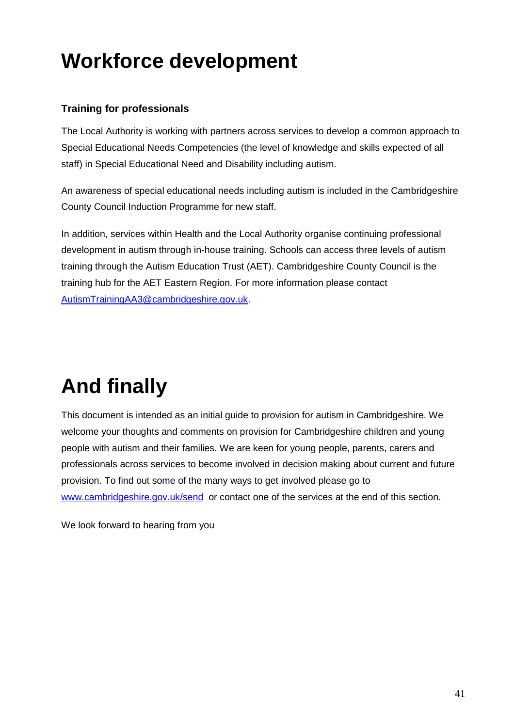# Workforce development

### Training for professionals

The Local Authority is working with partners across services to develop a common approach to Special Educational Needs Competencies (the level of knowledge and skills expected of all staff) in Special Educational Need and Disability including autism.

An awareness of special educational needs including autism is included in the Cambridgeshire County Council Induction Programme for new staff.

In addition, services within Health and the Local Authority organise continuing professional development in autism through in-house training. Schools can access three levels of autism training through the Autism Education Trust (AET). Cambridgeshire County Council is the training hub for the AET Eastern Region. For more information please contact AutismTrainingAA3@cambridgeshire.gov.uk.

# And finally

This document is intended as an initial guide to provision for autism in Cambridgeshire. We welcome your thoughts and comments on provision for Cambridgeshire children and young people with autism and their families. We are keen for young people, parents, carers and professionals across services to become involved in decision making about current and future provision. To find out some of the many ways to get involved please go to www.cambridgeshire.gov.uk/send or contact one of the services at the end of this section.

We look forward to hearing from you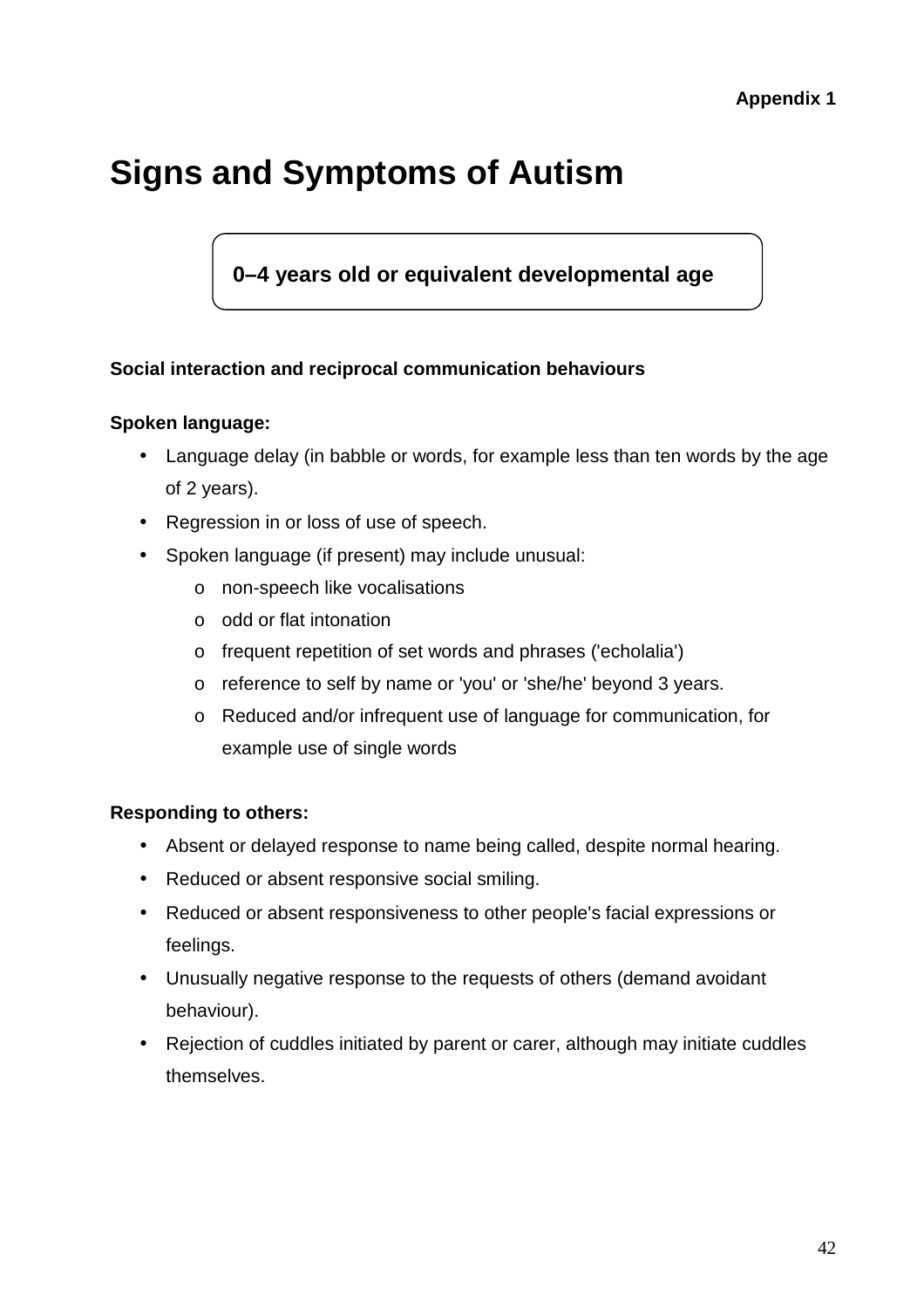**Appendix 1**

# Signs and Symptoms of Autism

**0–4 years old or equivalent developmental age**

**Social interaction and reciprocal communication behaviours**

**Spoken language:**

- Language delay (in babble or words, for example less than ten words by the age of 2 years).
- Regression in or loss of use of speech.
- Spoken language (if present) may include unusual:
  - non-speech like vocalisations
  - odd or flat intonation
  - frequent repetition of set words and phrases ('echolalia')
  - reference to self by name or 'you' or 'she/he' beyond 3 years.
  - Reduced and/or infrequent use of language for communication, for example use of single words

**Responding to others:**

- Absent or delayed response to name being called, despite normal hearing.
- Reduced or absent responsive social smiling.
- Reduced or absent responsiveness to other people's facial expressions or feelings.
- Unusually negative response to the requests of others (demand avoidant behaviour).
- Rejection of cuddles initiated by parent or carer, although may initiate cuddles themselves.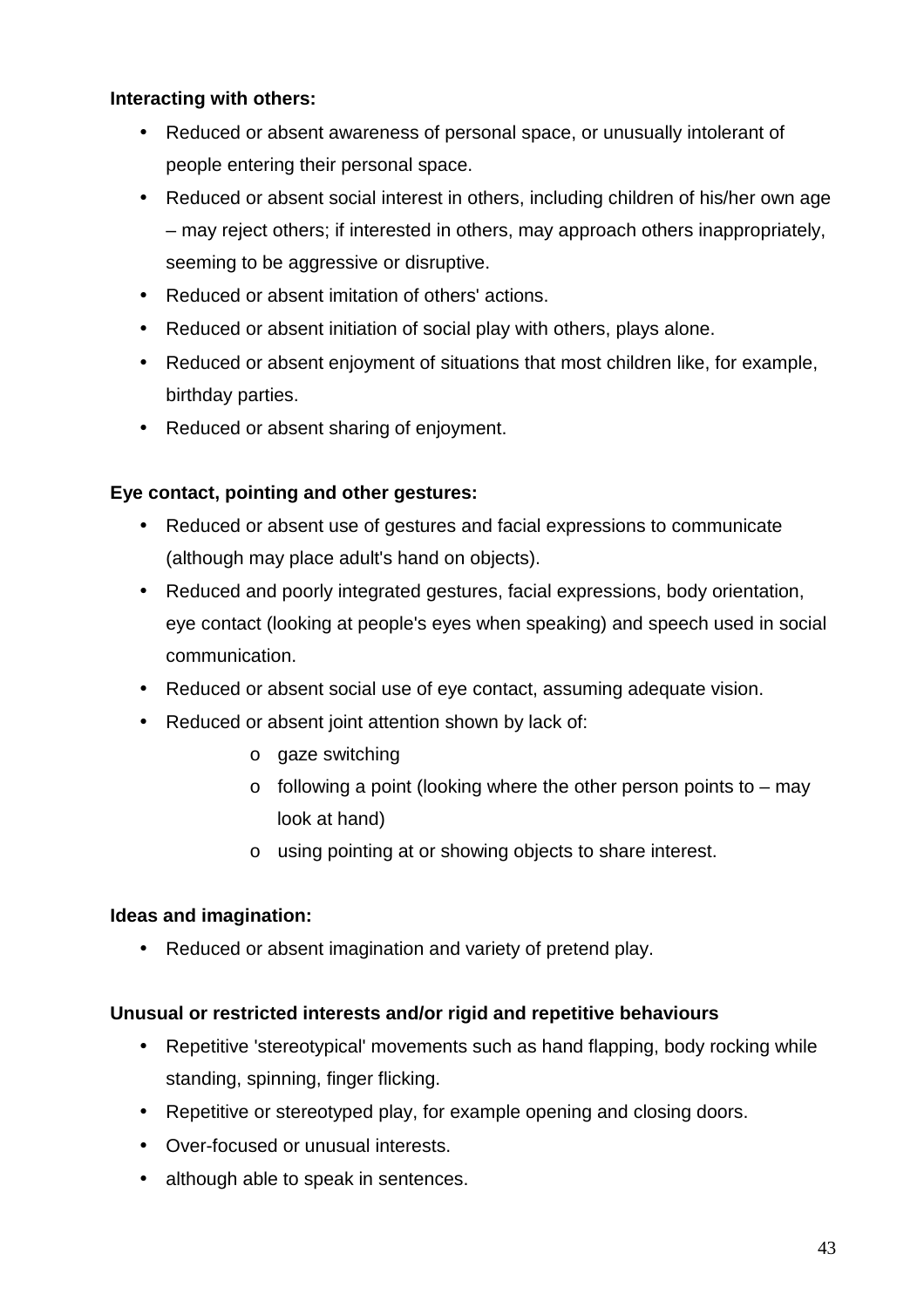**Interacting with others:**

- Reduced or absent awareness of personal space, or unusually intolerant of people entering their personal space.
- Reduced or absent social interest in others, including children of his/her own age – may reject others; if interested in others, may approach others inappropriately, seeming to be aggressive or disruptive.
- Reduced or absent imitation of others' actions.
- Reduced or absent initiation of social play with others, plays alone.
- Reduced or absent enjoyment of situations that most children like, for example, birthday parties.
- Reduced or absent sharing of enjoyment.

**Eye contact, pointing and other gestures:**

- Reduced or absent use of gestures and facial expressions to communicate (although may place adult's hand on objects).
- Reduced and poorly integrated gestures, facial expressions, body orientation, eye contact (looking at people's eyes when speaking) and speech used in social communication.
- Reduced or absent social use of eye contact, assuming adequate vision.
- Reduced or absent joint attention shown by lack of:
    - gaze switching
    - following a point (looking where the other person points to – may look at hand)
    - using pointing at or showing objects to share interest.

**Ideas and imagination:**

- Reduced or absent imagination and variety of pretend play.

**Unusual or restricted interests and/or rigid and repetitive behaviours**

- Repetitive 'stereotypical' movements such as hand flapping, body rocking while standing, spinning, finger flicking.
- Repetitive or stereotyped play, for example opening and closing doors.
- Over-focused or unusual interests.
- although able to speak in sentences.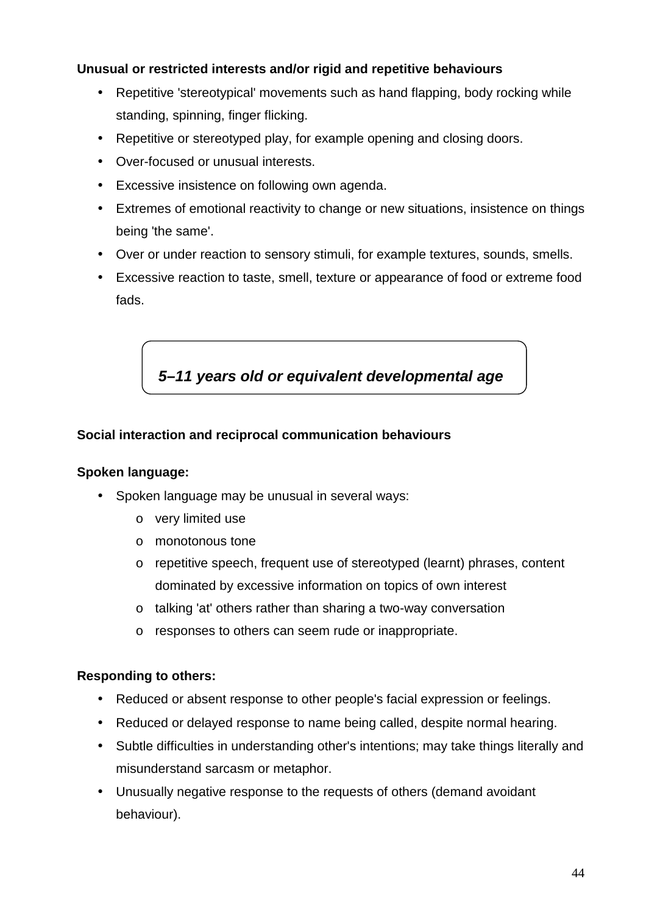**Unusual or restricted interests and/or rigid and repetitive behaviours**

- Repetitive 'stereotypical' movements such as hand flapping, body rocking while standing, spinning, finger flicking.
- Repetitive or stereotyped play, for example opening and closing doors.
- Over-focused or unusual interests.
- Excessive insistence on following own agenda.
- Extremes of emotional reactivity to change or new situations, insistence on things being 'the same'.
- Over or under reaction to sensory stimuli, for example textures, sounds, smells.
- Excessive reaction to taste, smell, texture or appearance of food or extreme food fads.

***5–11 years old or equivalent developmental age***

**Social interaction and reciprocal communication behaviours**

**Spoken language:**

- Spoken language may be unusual in several ways:
    - very limited use
    - monotonous tone
    - repetitive speech, frequent use of stereotyped (learnt) phrases, content dominated by excessive information on topics of own interest
    - talking 'at' others rather than sharing a two-way conversation
    - responses to others can seem rude or inappropriate.

**Responding to others:**

- Reduced or absent response to other people's facial expression or feelings.
- Reduced or delayed response to name being called, despite normal hearing.
- Subtle difficulties in understanding other's intentions; may take things literally and misunderstand sarcasm or metaphor.
- Unusually negative response to the requests of others (demand avoidant behaviour).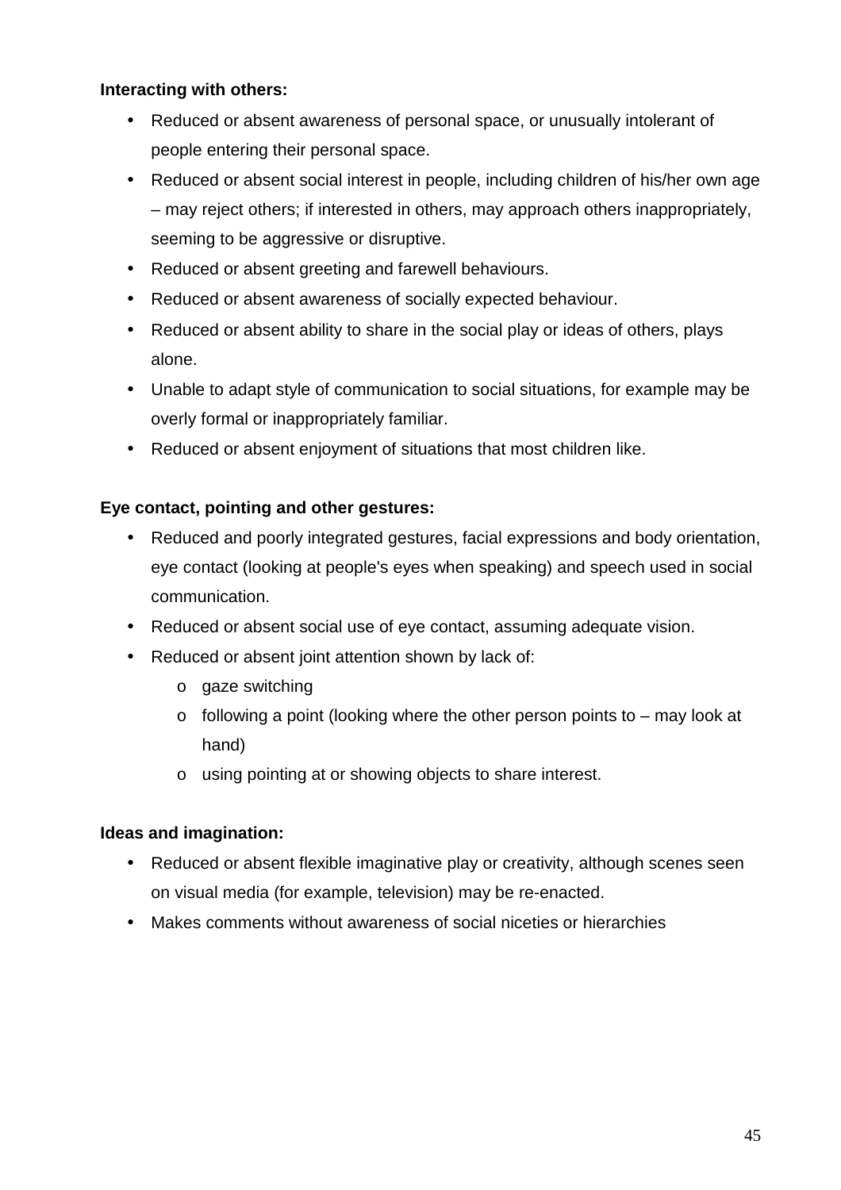**Interacting with others:**

- Reduced or absent awareness of personal space, or unusually intolerant of people entering their personal space.
- Reduced or absent social interest in people, including children of his/her own age – may reject others; if interested in others, may approach others inappropriately, seeming to be aggressive or disruptive.
- Reduced or absent greeting and farewell behaviours.
- Reduced or absent awareness of socially expected behaviour.
- Reduced or absent ability to share in the social play or ideas of others, plays alone.
- Unable to adapt style of communication to social situations, for example may be overly formal or inappropriately familiar.
- Reduced or absent enjoyment of situations that most children like.

**Eye contact, pointing and other gestures:**

- Reduced and poorly integrated gestures, facial expressions and body orientation, eye contact (looking at people's eyes when speaking) and speech used in social communication.
- Reduced or absent social use of eye contact, assuming adequate vision.
- Reduced or absent joint attention shown by lack of:
  - gaze switching
  - following a point (looking where the other person points to – may look at hand)
  - using pointing at or showing objects to share interest.

**Ideas and imagination:**

- Reduced or absent flexible imaginative play or creativity, although scenes seen on visual media (for example, television) may be re-enacted.
- Makes comments without awareness of social niceties or hierarchies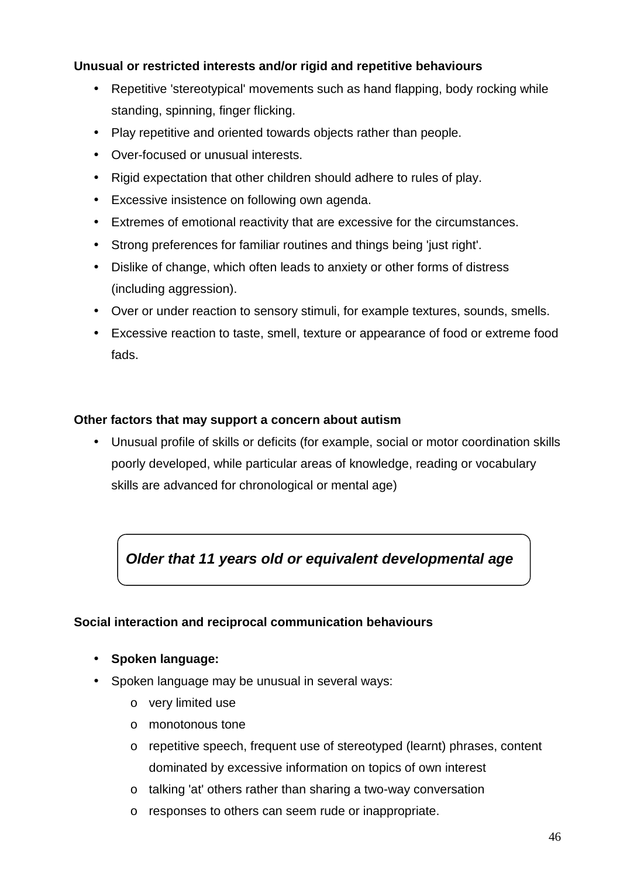**Unusual or restricted interests and/or rigid and repetitive behaviours**

- Repetitive 'stereotypical' movements such as hand flapping, body rocking while standing, spinning, finger flicking.
- Play repetitive and oriented towards objects rather than people.
- Over-focused or unusual interests.
- Rigid expectation that other children should adhere to rules of play.
- Excessive insistence on following own agenda.
- Extremes of emotional reactivity that are excessive for the circumstances.
- Strong preferences for familiar routines and things being 'just right'.
- Dislike of change, which often leads to anxiety or other forms of distress (including aggression).
- Over or under reaction to sensory stimuli, for example textures, sounds, smells.
- Excessive reaction to taste, smell, texture or appearance of food or extreme food fads.

**Other factors that may support a concern about autism**

- Unusual profile of skills or deficits (for example, social or motor coordination skills poorly developed, while particular areas of knowledge, reading or vocabulary skills are advanced for chronological or mental age)

***Older that 11 years old or equivalent developmental age***

**Social interaction and reciprocal communication behaviours**

- **Spoken language:**
- Spoken language may be unusual in several ways:
  - very limited use
  - monotonous tone
  - repetitive speech, frequent use of stereotyped (learnt) phrases, content dominated by excessive information on topics of own interest
  - talking 'at' others rather than sharing a two-way conversation
  - responses to others can seem rude or inappropriate.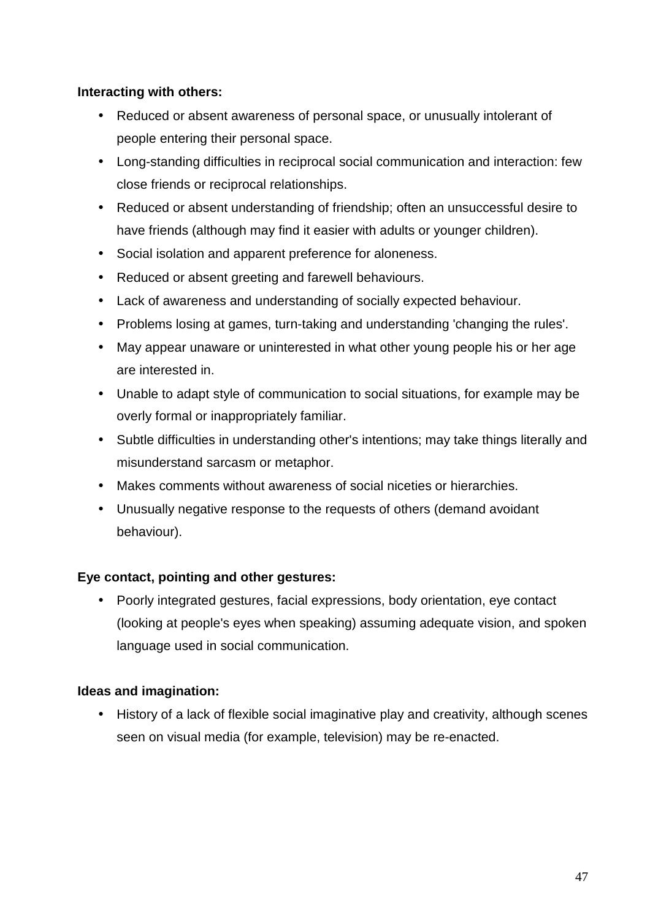**Interacting with others:**

- Reduced or absent awareness of personal space, or unusually intolerant of people entering their personal space.
- Long-standing difficulties in reciprocal social communication and interaction: few close friends or reciprocal relationships.
- Reduced or absent understanding of friendship; often an unsuccessful desire to have friends (although may find it easier with adults or younger children).
- Social isolation and apparent preference for aloneness.
- Reduced or absent greeting and farewell behaviours.
- Lack of awareness and understanding of socially expected behaviour.
- Problems losing at games, turn-taking and understanding 'changing the rules'.
- May appear unaware or uninterested in what other young people his or her age are interested in.
- Unable to adapt style of communication to social situations, for example may be overly formal or inappropriately familiar.
- Subtle difficulties in understanding other's intentions; may take things literally and misunderstand sarcasm or metaphor.
- Makes comments without awareness of social niceties or hierarchies.
- Unusually negative response to the requests of others (demand avoidant behaviour).

**Eye contact, pointing and other gestures:**

- Poorly integrated gestures, facial expressions, body orientation, eye contact (looking at people's eyes when speaking) assuming adequate vision, and spoken language used in social communication.

**Ideas and imagination:**

- History of a lack of flexible social imaginative play and creativity, although scenes seen on visual media (for example, television) may be re-enacted.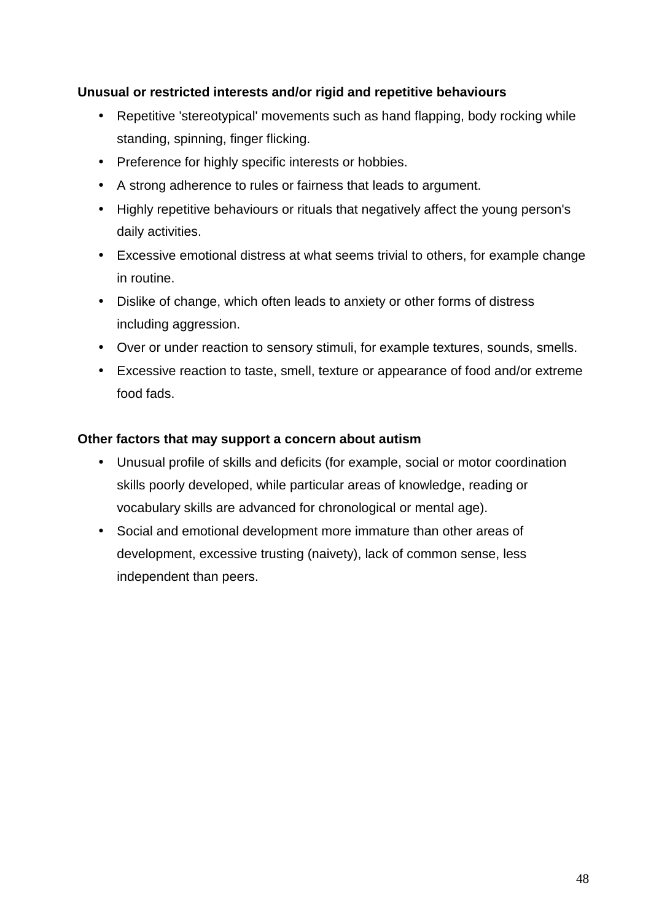**Unusual or restricted interests and/or rigid and repetitive behaviours**

- Repetitive 'stereotypical' movements such as hand flapping, body rocking while standing, spinning, finger flicking.
- Preference for highly specific interests or hobbies.
- A strong adherence to rules or fairness that leads to argument.
- Highly repetitive behaviours or rituals that negatively affect the young person's daily activities.
- Excessive emotional distress at what seems trivial to others, for example change in routine.
- Dislike of change, which often leads to anxiety or other forms of distress including aggression.
- Over or under reaction to sensory stimuli, for example textures, sounds, smells.
- Excessive reaction to taste, smell, texture or appearance of food and/or extreme food fads.

**Other factors that may support a concern about autism**

- Unusual profile of skills and deficits (for example, social or motor coordination skills poorly developed, while particular areas of knowledge, reading or vocabulary skills are advanced for chronological or mental age).
- Social and emotional development more immature than other areas of development, excessive trusting (naivety), lack of common sense, less independent than peers.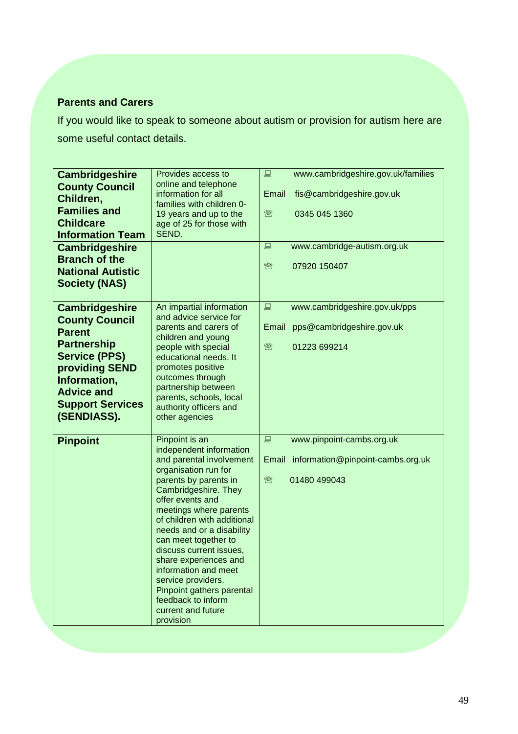**Parents and Carers**

If you would like to speak to someone about autism or provision for autism here are some useful contact details.

| | | |
|---|---|---|
| **Cambridgeshire County Council Children, Families and Childcare Information Team** | Provides access to online and telephone information for all families with children 0-19 years and up to the age of 25 for those with SEND. | 💻 www.cambridgeshire.gov.uk/families<br>Email fis@cambridgeshire.gov.uk<br>☎ 0345 045 1360 |
| **Cambridgeshire Branch of the National Autistic Society (NAS)** | | 💻 www.cambridge-autism.org.uk<br>☎ 07920 150407 |
| **Cambridgeshire County Council Parent Partnership Service (PPS) providing SEND Information, Advice and Support Services (SENDIASS).** | An impartial information and advice service for parents and carers of children and young people with special educational needs. It promotes positive outcomes through partnership between parents, schools, local authority officers and other agencies | 💻 www.cambridgeshire.gov.uk/pps<br>Email pps@cambridgeshire.gov.uk<br>☎ 01223 699214 |
| **Pinpoint** | Pinpoint is an independent information and parental involvement organisation run for parents by parents in Cambridgeshire. They offer events and meetings where parents of children with additional needs and or a disability can meet together to discuss current issues, share experiences and information and meet service providers. Pinpoint gathers parental feedback to inform current and future provision | 💻 www.pinpoint-cambs.org.uk<br>Email information@pinpoint-cambs.org.uk<br>☎ 01480 499043 |